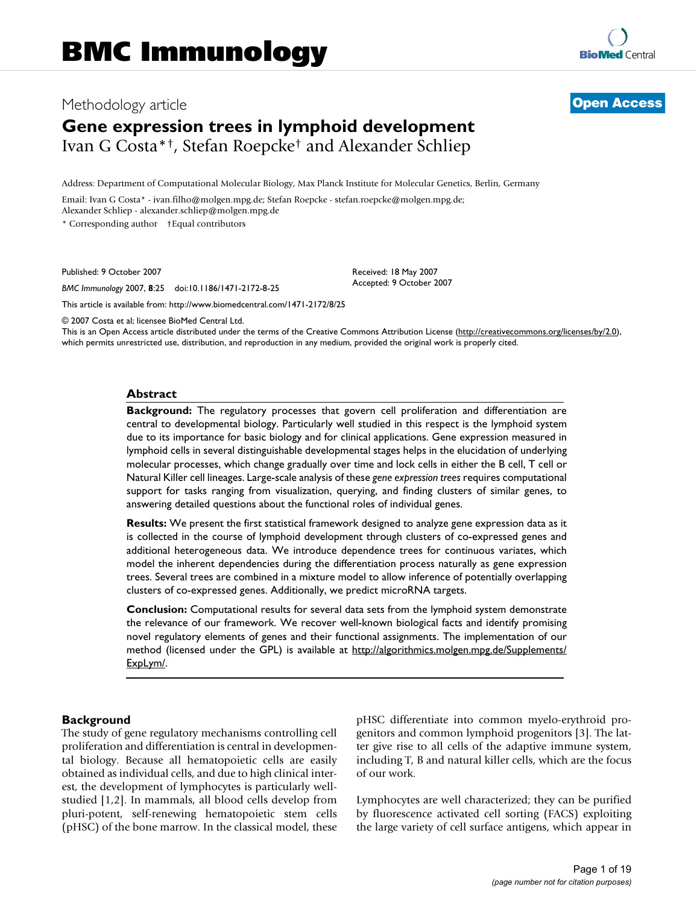# BMC Immunology

Methodology article

**Open Access**

# Gene expression trees in lymphoid development

Ivan G Costa*†, Stefan Roepcke† and Alexander Schliep

Address: Department of Computational Molecular Biology, Max Planck Institute for Molecular Genetics, Berlin, Germany

Email: Ivan G Costa* - ivan.filho@molgen.mpg.de; Stefan Roepcke - stefan.roepcke@molgen.mpg.de; Alexander Schliep - alexander.schliep@molgen.mpg.de

* Corresponding author †Equal contributors

Published: 9 October 2007

*BMC Immunology* 2007, **8**:25 doi:10.1186/1471-2172-8-25

Received: 18 May 2007
Accepted: 9 October 2007

This article is available from: http://www.biomedcentral.com/1471-2172/8/25

© 2007 Costa et al; licensee BioMed Central Ltd.
This is an Open Access article distributed under the terms of the Creative Commons Attribution License (http://creativecommons.org/licenses/by/2.0), which permits unrestricted use, distribution, and reproduction in any medium, provided the original work is properly cited.

## Abstract

**Background:** The regulatory processes that govern cell proliferation and differentiation are central to developmental biology. Particularly well studied in this respect is the lymphoid system due to its importance for basic biology and for clinical applications. Gene expression measured in lymphoid cells in several distinguishable developmental stages helps in the elucidation of underlying molecular processes, which change gradually over time and lock cells in either the B cell, T cell or Natural Killer cell lineages. Large-scale analysis of these *gene expression trees* requires computational support for tasks ranging from visualization, querying, and finding clusters of similar genes, to answering detailed questions about the functional roles of individual genes.

**Results:** We present the first statistical framework designed to analyze gene expression data as it is collected in the course of lymphoid development through clusters of co-expressed genes and additional heterogeneous data. We introduce dependence trees for continuous variates, which model the inherent dependencies during the differentiation process naturally as gene expression trees. Several trees are combined in a mixture model to allow inference of potentially overlapping clusters of co-expressed genes. Additionally, we predict microRNA targets.

**Conclusion:** Computational results for several data sets from the lymphoid system demonstrate the relevance of our framework. We recover well-known biological facts and identify promising novel regulatory elements of genes and their functional assignments. The implementation of our method (licensed under the GPL) is available at http://algorithmics.molgen.mpg.de/Supplements/ExpLym/.

## Background

The study of gene regulatory mechanisms controlling cell proliferation and differentiation is central in developmental biology. Because all hematopoietic cells are easily obtained as individual cells, and due to high clinical interest, the development of lymphocytes is particularly well-studied [1,2]. In mammals, all blood cells develop from pluri-potent, self-renewing hematopoietic stem cells (pHSC) of the bone marrow. In the classical model, these pHSC differentiate into common myelo-erythroid progenitors and common lymphoid progenitors [3]. The latter give rise to all cells of the adaptive immune system, including T, B and natural killer cells, which are the focus of our work.

Lymphocytes are well characterized; they can be purified by fluorescence activated cell sorting (FACS) exploiting the large variety of cell surface antigens, which appear in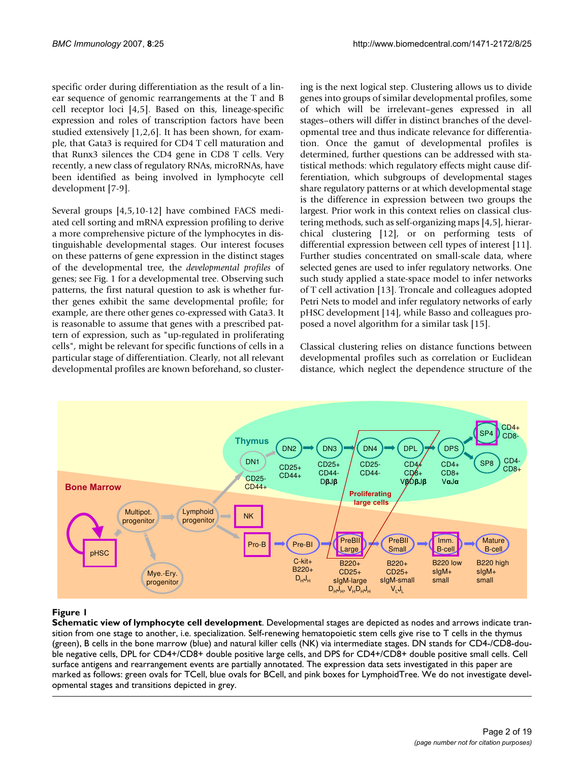specific order during differentiation as the result of a linear sequence of genomic rearrangements at the T and B cell receptor loci [4,5]. Based on this, lineage-specific expression and roles of transcription factors have been studied extensively [1,2,6]. It has been shown, for example, that Gata3 is required for CD4 T cell maturation and that Runx3 silences the CD4 gene in CD8 T cells. Very recently, a new class of regulatory RNAs, microRNAs, have been identified as being involved in lymphocyte cell development [7-9].

Several groups [4,5,10-12] have combined FACS mediated cell sorting and mRNA expression profiling to derive a more comprehensive picture of the lymphocytes in distinguishable developmental stages. Our interest focuses on these patterns of gene expression in the distinct stages of the developmental tree, the *developmental profiles* of genes; see Fig. 1 for a developmental tree. Observing such patterns, the first natural question to ask is whether further genes exhibit the same developmental profile; for example, are there other genes co-expressed with Gata3. It is reasonable to assume that genes with a prescribed pattern of expression, such as "up-regulated in proliferating cells", might be relevant for specific functions of cells in a particular stage of differentiation. Clearly, not all relevant developmental profiles are known beforehand, so clustering is the next logical step. Clustering allows us to divide genes into groups of similar developmental profiles, some of which will be irrelevant–genes expressed in all stages–others will differ in distinct branches of the developmental tree and thus indicate relevance for differentiation. Once the gamut of developmental profiles is determined, further questions can be addressed with statistical methods: which regulatory effects might cause differentiation, which subgroups of developmental stages share regulatory patterns or at which developmental stage is the difference in expression between two groups the largest. Prior work in this context relies on classical clustering methods, such as self-organizing maps [4,5], hierarchical clustering [12], or on performing tests of differential expression between cell types of interest [11]. Further studies concentrated on small-scale data, where selected genes are used to infer regulatory networks. One such study applied a state-space model to infer networks of T cell activation [13]. Troncale and colleagues adopted Petri Nets to model and infer regulatory networks of early pHSC development [14], while Basso and colleagues proposed a novel algorithm for a similar task [15].

Classical clustering relies on distance functions between developmental profiles such as correlation or Euclidean distance, which neglect the dependence structure of the

**Figure 1**

**Schematic view of lymphocyte cell development**. Developmental stages are depicted as nodes and arrows indicate transition from one stage to another, i.e. specialization. Self-renewing hematopoietic stem cells give rise to T cells in the thymus (green), B cells in the bone marrow (blue) and natural killer cells (NK) via intermediate stages. DN stands for CD4-/CD8-double negative cells, DPL for CD4+/CD8+ double positive large cells, and DPS for CD4+/CD8+ double positive small cells. Cell surface antigens and rearrangement events are partially annotated. The expression data sets investigated in this paper are marked as follows: green ovals for TCell, blue ovals for BCell, and pink boxes for LymphoidTree. We do not investigate developmental stages and transitions depicted in grey.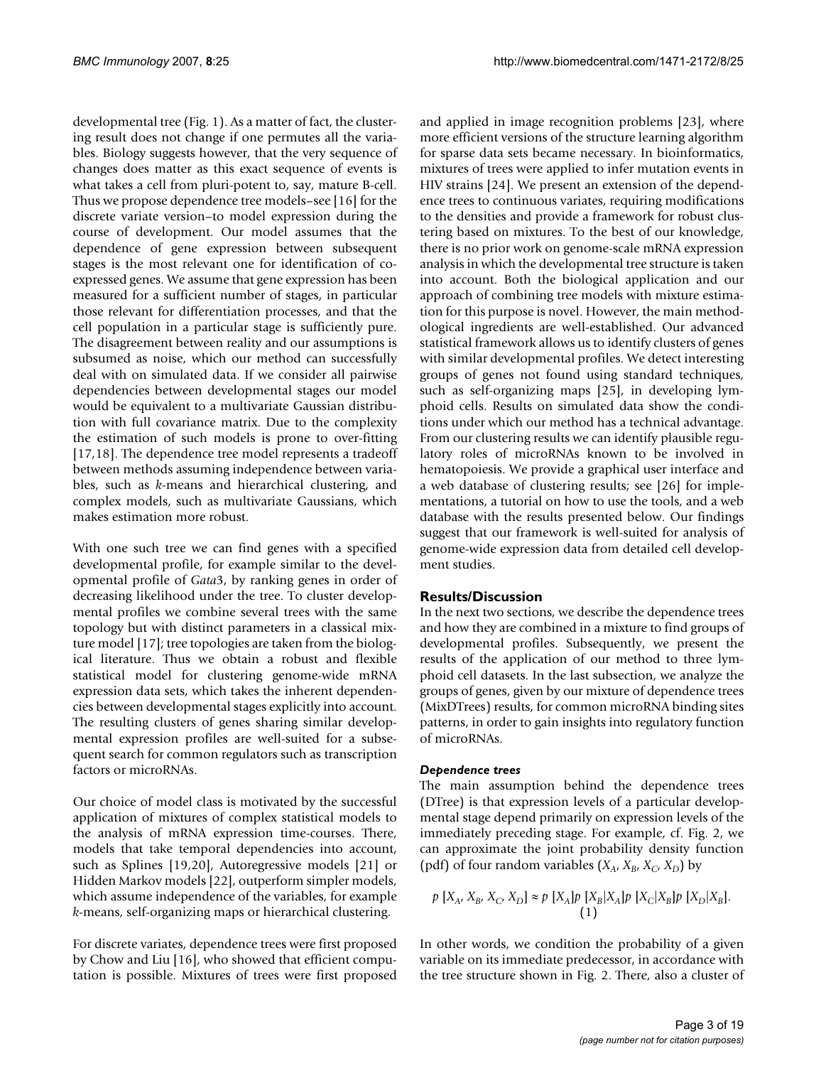developmental tree (Fig. 1). As a matter of fact, the clustering result does not change if one permutes all the variables. Biology suggests however, that the very sequence of changes does matter as this exact sequence of events is what takes a cell from pluri-potent to, say, mature B-cell. Thus we propose dependence tree models–see [16] for the discrete variate version–to model expression during the course of development. Our model assumes that the dependence of gene expression between subsequent stages is the most relevant one for identification of co-expressed genes. We assume that gene expression has been measured for a sufficient number of stages, in particular those relevant for differentiation processes, and that the cell population in a particular stage is sufficiently pure. The disagreement between reality and our assumptions is subsumed as noise, which our method can successfully deal with on simulated data. If we consider all pairwise dependencies between developmental stages our model would be equivalent to a multivariate Gaussian distribution with full covariance matrix. Due to the complexity the estimation of such models is prone to over-fitting [17,18]. The dependence tree model represents a tradeoff between methods assuming independence between variables, such as *k*-means and hierarchical clustering, and complex models, such as multivariate Gaussians, which makes estimation more robust.

With one such tree we can find genes with a specified developmental profile, for example similar to the developmental profile of *Gata*3, by ranking genes in order of decreasing likelihood under the tree. To cluster developmental profiles we combine several trees with the same topology but with distinct parameters in a classical mixture model [17]; tree topologies are taken from the biological literature. Thus we obtain a robust and flexible statistical model for clustering genome-wide mRNA expression data sets, which takes the inherent dependencies between developmental stages explicitly into account. The resulting clusters of genes sharing similar developmental expression profiles are well-suited for a subsequent search for common regulators such as transcription factors or microRNAs.

Our choice of model class is motivated by the successful application of mixtures of complex statistical models to the analysis of mRNA expression time-courses. There, models that take temporal dependencies into account, such as Splines [19,20], Autoregressive models [21] or Hidden Markov models [22], outperform simpler models, which assume independence of the variables, for example *k*-means, self-organizing maps or hierarchical clustering.

For discrete variates, dependence trees were first proposed by Chow and Liu [16], who showed that efficient computation is possible. Mixtures of trees were first proposed and applied in image recognition problems [23], where more efficient versions of the structure learning algorithm for sparse data sets became necessary. In bioinformatics, mixtures of trees were applied to infer mutation events in HIV strains [24]. We present an extension of the dependence trees to continuous variates, requiring modifications to the densities and provide a framework for robust clustering based on mixtures. To the best of our knowledge, there is no prior work on genome-scale mRNA expression analysis in which the developmental tree structure is taken into account. Both the biological application and our approach of combining tree models with mixture estimation for this purpose is novel. However, the main methodological ingredients are well-established. Our advanced statistical framework allows us to identify clusters of genes with similar developmental profiles. We detect interesting groups of genes not found using standard techniques, such as self-organizing maps [25], in developing lymphoid cells. Results on simulated data show the conditions under which our method has a technical advantage. From our clustering results we can identify plausible regulatory roles of microRNAs known to be involved in hematopoiesis. We provide a graphical user interface and a web database of clustering results; see [26] for implementations, a tutorial on how to use the tools, and a web database with the results presented below. Our findings suggest that our framework is well-suited for analysis of genome-wide expression data from detailed cell development studies.

## Results/Discussion

In the next two sections, we describe the dependence trees and how they are combined in a mixture to find groups of developmental profiles. Subsequently, we present the results of the application of our method to three lymphoid cell datasets. In the last subsection, we analyze the groups of genes, given by our mixture of dependence trees (MixDTrees) results, for common microRNA binding sites patterns, in order to gain insights into regulatory function of microRNAs.

### *Dependence trees*

The main assumption behind the dependence trees (DTree) is that expression levels of a particular developmental stage depend primarily on expression levels of the immediately preceding stage. For example, cf. Fig. 2, we can approximate the joint probability density function (pdf) of four random variables ($X_A$, $X_B$, $X_C$, $X_D$) by

$$p\,[X_A, X_B, X_C, X_D] \approx p\,[X_A]p\,[X_B|X_A]p\,[X_C|X_B]p\,[X_D|X_B]. \quad (1)$$

In other words, we condition the probability of a given variable on its immediate predecessor, in accordance with the tree structure shown in Fig. 2. There, also a cluster of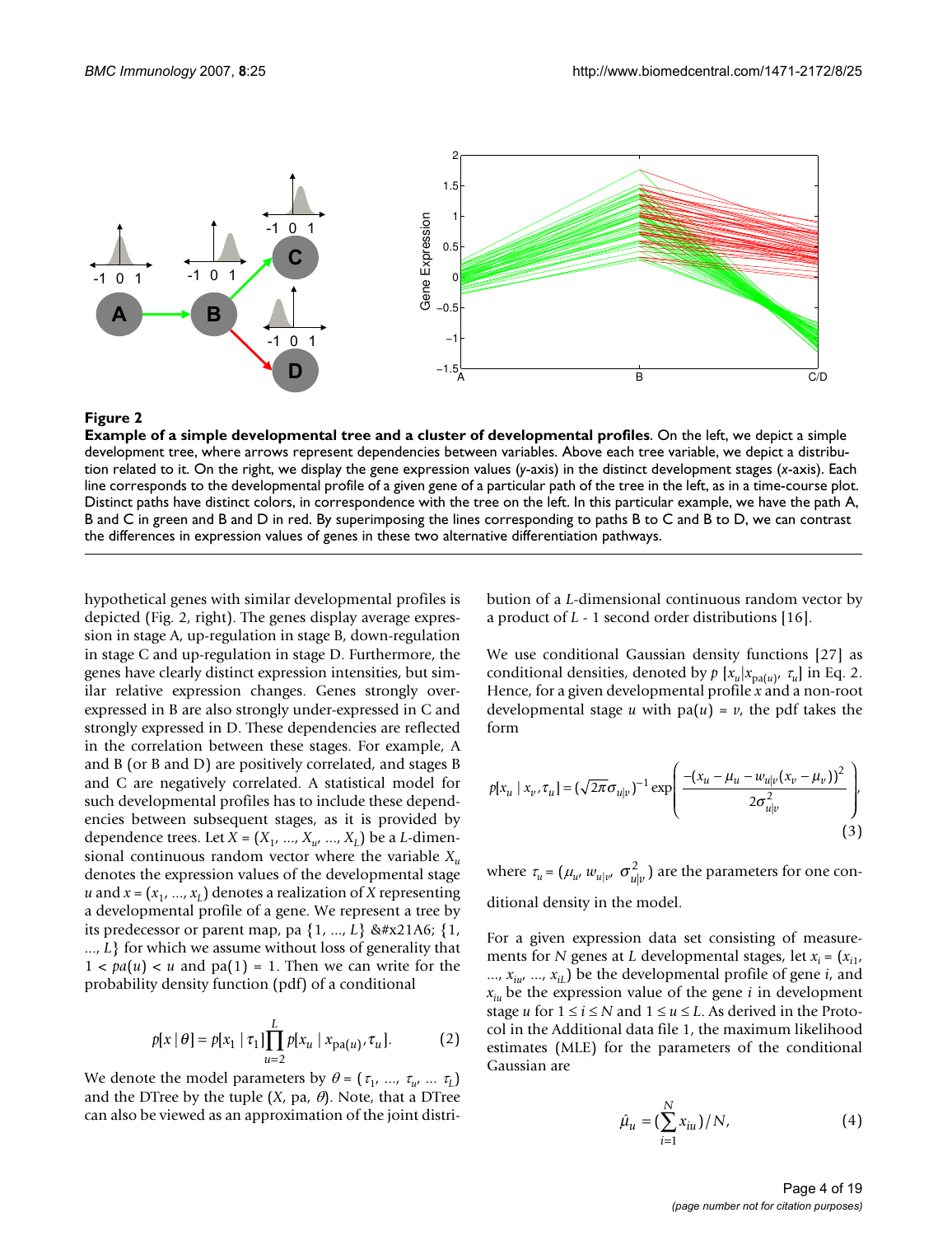**Figure 2**

**Example of a simple developmental tree and a cluster of developmental profiles**. On the left, we depict a simple development tree, where arrows represent dependencies between variables. Above each tree variable, we depict a distribution related to it. On the right, we display the gene expression values (*y*-axis) in the distinct development stages (*x*-axis). Each line corresponds to the developmental profile of a given gene of a particular path of the tree in the left, as in a time-course plot. Distinct paths have distinct colors, in correspondence with the tree on the left. In this particular example, we have the path A, B and C in green and B and D in red. By superimposing the lines corresponding to paths B to C and B to D, we can contrast the differences in expression values of genes in these two alternative differentiation pathways.

hypothetical genes with similar developmental profiles is depicted (Fig. 2, right). The genes display average expression in stage A, up-regulation in stage B, down-regulation in stage C and up-regulation in stage D. Furthermore, the genes have clearly distinct expression intensities, but similar relative expression changes. Genes strongly overexpressed in B are also strongly under-expressed in C and strongly expressed in D. These dependencies are reflected in the correlation between these stages. For example, A and B (or B and D) are positively correlated, and stages B and C are negatively correlated. A statistical model for such developmental profiles has to include these dependencies between subsequent stages, as it is provided by dependence trees. Let $X = (X_1, ..., X_u, ..., X_L)$ be a $L$-dimensional continuous random vector where the variable $X_u$ denotes the expression values of the developmental stage $u$ and $x = (x_1, ..., x_L)$ denotes a realization of $X$ representing a developmental profile of a gene. We represent a tree by its predecessor or parent map, pa $\{1, ..., L\}$ &#x21A6; $\{1, ..., L\}$ for which we assume without loss of generality that $1 < pa(u) < u$ and $\text{pa}(1) = 1$. Then we can write for the probability density function (pdf) of a conditional

$$p[x \mid \theta] = p[x_1 \mid \tau_1] \prod_{u=2}^{L} p[x_u \mid x_{\text{pa}(u)}, \tau_u]. \tag{2}$$

We denote the model parameters by $\theta = (\tau_1, ..., \tau_u, ... \tau_L)$ and the DTree by the tuple $(X, \text{pa}, \theta)$. Note, that a DTree can also be viewed as an approximation of the joint distribution of a $L$-dimensional continuous random vector by a product of $L$ - 1 second order distributions [16].

We use conditional Gaussian density functions [27] as conditional densities, denoted by $p[x_u|x_{\text{pa}(u)}, \tau_u]$ in Eq. 2. Hence, for a given developmental profile $x$ and a non-root developmental stage $u$ with $\text{pa}(u) = v$, the pdf takes the form

$$p[x_u \mid x_v, \tau_u] = (\sqrt{2\pi}\sigma_{u|v})^{-1} \exp\left( \frac{-(x_u - \mu_u - w_{u|v}(x_v - \mu_v))^2}{2\sigma_{u|v}^2} \right), \tag{3}$$

where $\tau_u = (\mu_u, w_{u|v}, \sigma_{u|v}^2)$ are the parameters for one conditional density in the model.

For a given expression data set consisting of measurements for $N$ genes at $L$ developmental stages, let $x_i = (x_{i1}, ..., x_{iu}, ..., x_{iL})$ be the developmental profile of gene $i$, and $x_{iu}$ be the expression value of the gene $i$ in development stage $u$ for $1 \leq i \leq N$ and $1 \leq u \leq L$. As derived in the Protocol in the Additional data file 1, the maximum likelihood estimates (MLE) for the parameters of the conditional Gaussian are

$$\hat{\mu}_u = (\sum_{i=1}^{N} x_{iu}) / N, \tag{4}$$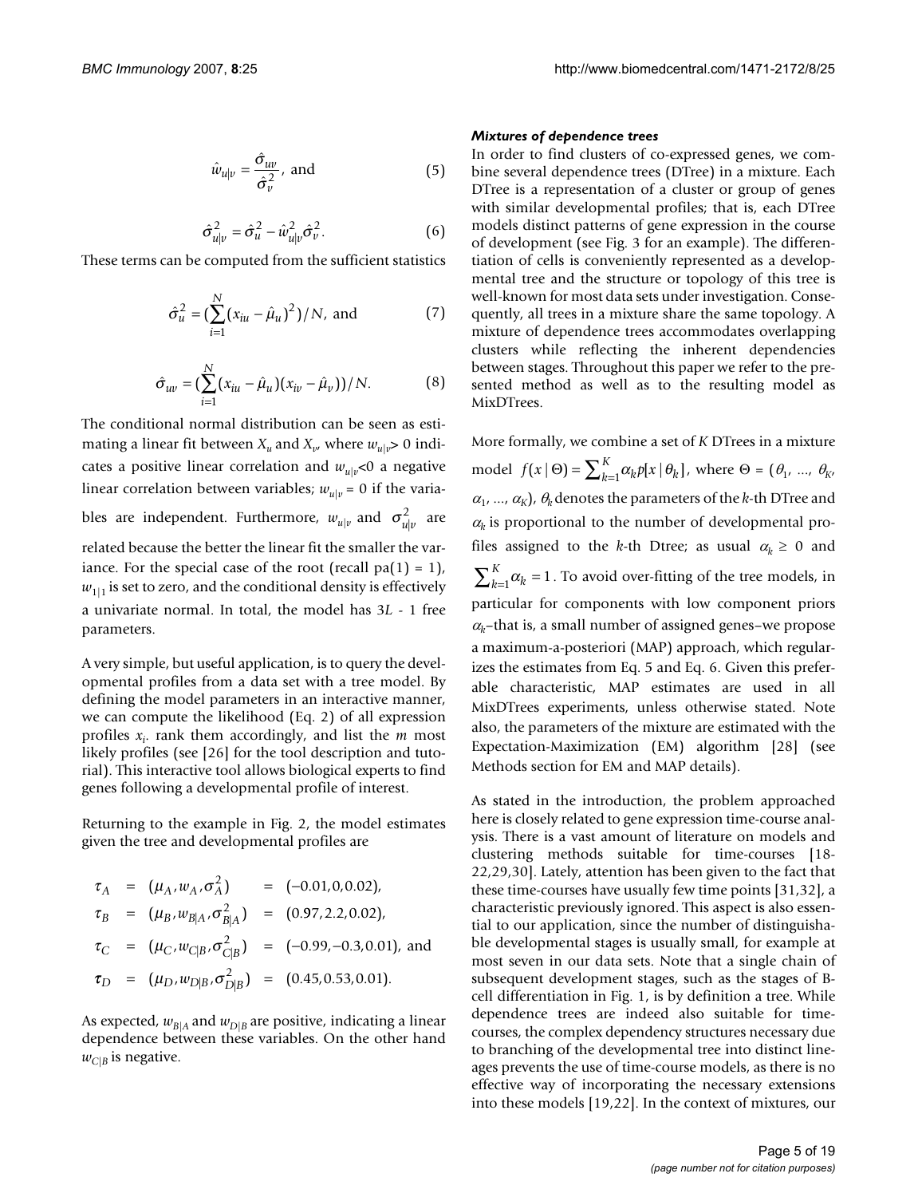$$\hat{w}_{u|v} = \frac{\hat{\sigma}_{uv}}{\hat{\sigma}_v^2}, \text{ and} \quad (5)$$

$$\hat{\sigma}_{u|v}^2 = \hat{\sigma}_u^2 - \hat{w}_{u|v}^2 \hat{\sigma}_v^2. \quad (6)$$

These terms can be computed from the sufficient statistics

$$\hat{\sigma}_u^2 = (\sum_{i=1}^{N} (x_{iu} - \hat{\mu}_u)^2)/N, \text{ and} \quad (7)$$

$$\hat{\sigma}_{uv} = (\sum_{i=1}^{N} (x_{iu} - \hat{\mu}_u)(x_{iv} - \hat{\mu}_v))/N. \quad (8)$$

The conditional normal distribution can be seen as estimating a linear fit between $X_u$ and $X_v$, where $w_{u|v} > 0$ indicates a positive linear correlation and $w_{u|v} < 0$ a negative linear correlation between variables; $w_{u|v} = 0$ if the variables are independent. Furthermore, $w_{u|v}$ and $\sigma_{u|v}^2$ are related because the better the linear fit the smaller the variance. For the special case of the root (recall $pa(1) = 1$), $w_{1|1}$ is set to zero, and the conditional density is effectively a univariate normal. In total, the model has $3L - 1$ free parameters.

A very simple, but useful application, is to query the developmental profiles from a data set with a tree model. By defining the model parameters in an interactive manner, we can compute the likelihood (Eq. 2) of all expression profiles $x_i$. rank them accordingly, and list the $m$ most likely profiles (see [26] for the tool description and tutorial). This interactive tool allows biological experts to find genes following a developmental profile of interest.

Returning to the example in Fig. 2, the model estimates given the tree and developmental profiles are

$$\begin{aligned}
\tau_A &= (\mu_A, w_A, \sigma_A^2) &&= (-0.01, 0, 0.02),\\
\tau_B &= (\mu_B, w_{B|A}, \sigma_{B|A}^2) &&= (0.97, 2.2, 0.02),\\
\tau_C &= (\mu_C, w_{C|B}, \sigma_{C|B}^2) &&= (-0.99, -0.3, 0.01), \text{ and}\\
\tau_D &= (\mu_D, w_{D|B}, \sigma_{D|B}^2) &&= (0.45, 0.53, 0.01).
\end{aligned}$$

As expected, $w_{B|A}$ and $w_{D|B}$ are positive, indicating a linear dependence between these variables. On the other hand $w_{C|B}$ is negative.

#### *Mixtures of dependence trees*

In order to find clusters of co-expressed genes, we combine several dependence trees (DTree) in a mixture. Each DTree is a representation of a cluster or group of genes with similar developmental profiles; that is, each DTree models distinct patterns of gene expression in the course of development (see Fig. 3 for an example). The differentiation of cells is conveniently represented as a developmental tree and the structure or topology of this tree is well-known for most data sets under investigation. Consequently, all trees in a mixture share the same topology. A mixture of dependence trees accommodates overlapping clusters while reflecting the inherent dependencies between stages. Throughout this paper we refer to the presented method as well as to the resulting model as MixDTrees.

More formally, we combine a set of $K$ DTrees in a mixture model $f(x \mid \Theta) = \sum_{k=1}^{K} \alpha_k p[x \mid \theta_k]$, where $\Theta = (\theta_1, \ldots, \theta_K, \alpha_1, \ldots, \alpha_K)$, $\theta_k$ denotes the parameters of the $k$-th DTree and $\alpha_k$ is proportional to the number of developmental profiles assigned to the $k$-th Dtree; as usual $\alpha_k \geq 0$ and $\sum_{k=1}^{K} \alpha_k = 1$. To avoid over-fitting of the tree models, in particular for components with low component priors $\alpha_k$–that is, a small number of assigned genes–we propose a maximum-a-posteriori (MAP) approach, which regularizes the estimates from Eq. 5 and Eq. 6. Given this preferable characteristic, MAP estimates are used in all MixDTrees experiments, unless otherwise stated. Note also, the parameters of the mixture are estimated with the Expectation-Maximization (EM) algorithm [28] (see Methods section for EM and MAP details).

As stated in the introduction, the problem approached here is closely related to gene expression time-course analysis. There is a vast amount of literature on models and clustering methods suitable for time-courses [18-22,29,30]. Lately, attention has been given to the fact that these time-courses have usually few time points [31,32], a characteristic previously ignored. This aspect is also essential to our application, since the number of distinguishable developmental stages is usually small, for example at most seven in our data sets. Note that a single chain of subsequent development stages, such as the stages of B-cell differentiation in Fig. 1, is by definition a tree. While dependence trees are indeed also suitable for time-courses, the complex dependency structures necessary due to branching of the developmental tree into distinct lineages prevents the use of time-course models, as there is no effective way of incorporating the necessary extensions into these models [19,22]. In the context of mixtures, our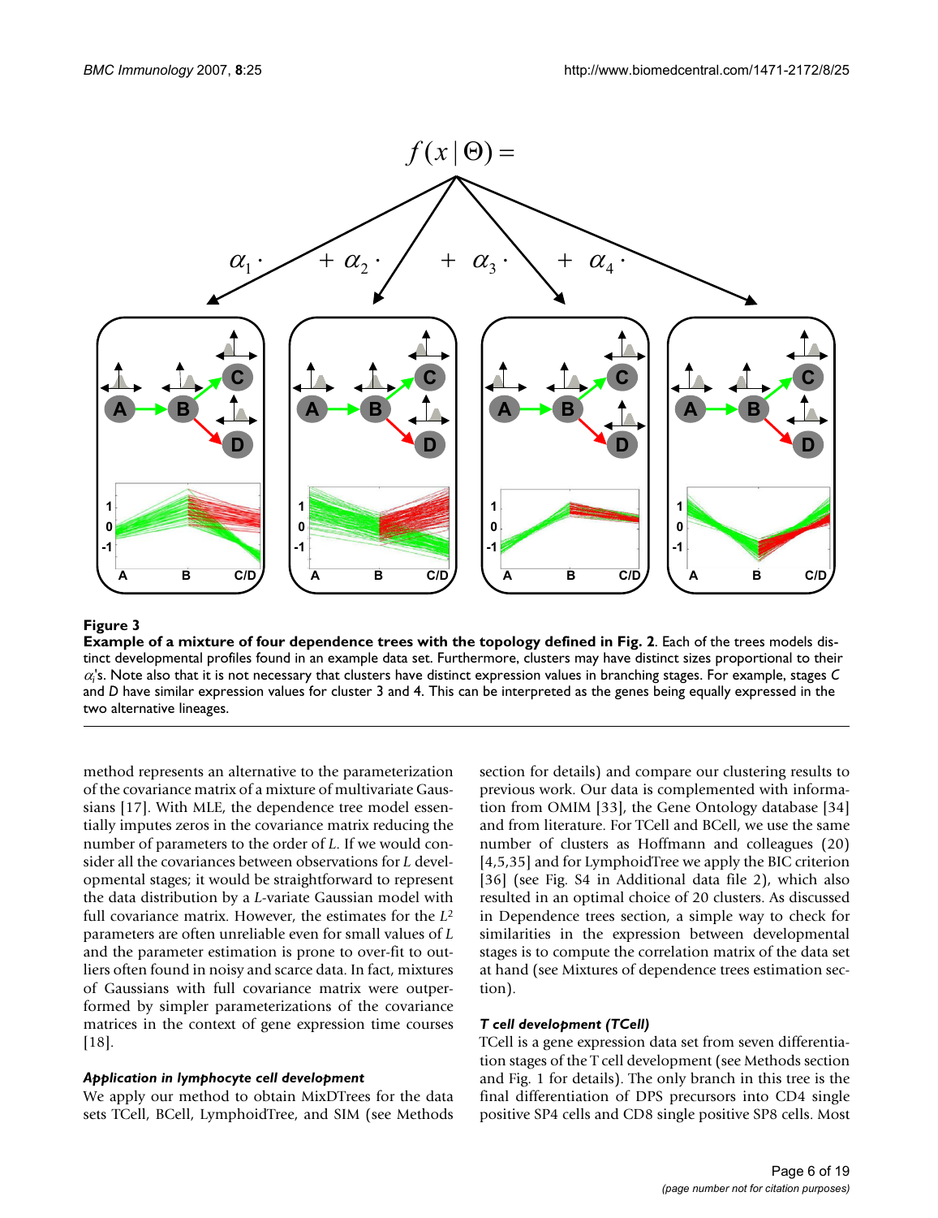**Figure 3**

**Example of a mixture of four dependence trees with the topology defined in Fig. 2**. Each of the trees models distinct developmental profiles found in an example data set. Furthermore, clusters may have distinct sizes proportional to their $\alpha_i$'s. Note also that it is not necessary that clusters have distinct expression values in branching stages. For example, stages *C* and *D* have similar expression values for cluster 3 and 4. This can be interpreted as the genes being equally expressed in the two alternative lineages.

method represents an alternative to the parameterization of the covariance matrix of a mixture of multivariate Gaussians [17]. With MLE, the dependence tree model essentially imputes zeros in the covariance matrix reducing the number of parameters to the order of *L*. If we would consider all the covariances between observations for *L* developmental stages; it would be straightforward to represent the data distribution by a *L*-variate Gaussian model with full covariance matrix. However, the estimates for the $L^2$ parameters are often unreliable even for small values of *L* and the parameter estimation is prone to over-fit to outliers often found in noisy and scarce data. In fact, mixtures of Gaussians with full covariance matrix were outperformed by simpler parametrizations of the covariance matrices in the context of gene expression time courses [18].

### *Application in lymphocyte cell development*

We apply our method to obtain MixDTrees for the data sets TCell, BCell, LymphoidTree, and SIM (see Methods section for details) and compare our clustering results to previous work. Our data is complemented with information from OMIM [33], the Gene Ontology database [34] and from literature. For TCell and BCell, we use the same number of clusters as Hoffmann and colleagues (20) [4,5,35] and for LymphoidTree we apply the BIC criterion [36] (see Fig. S4 in Additional data file 2), which also resulted in an optimal choice of 20 clusters. As discussed in Dependence trees section, a simple way to check for similarities in the expression between developmental stages is to compute the correlation matrix of the data set at hand (see Mixtures of dependence trees estimation section).

### *T cell development (TCell)*

TCell is a gene expression data set from seven differentiation stages of the T cell development (see Methods section and Fig. 1 for details). The only branch in this tree is the final differentiation of DPS precursors into CD4 single positive SP4 cells and CD8 single positive SP8 cells. Most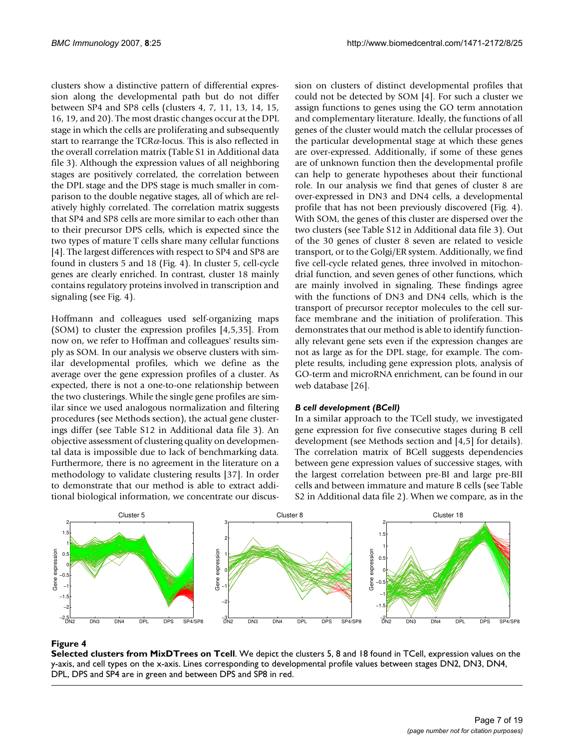clusters show a distinctive pattern of differential expression along the developmental path but do not differ between SP4 and SP8 cells (clusters 4, 7, 11, 13, 14, 15, 16, 19, and 20). The most drastic changes occur at the DPL stage in which the cells are proliferating and subsequently start to rearrange the TCR$\alpha$-locus. This is also reflected in the overall correlation matrix (Table S1 in Additional data file 3). Although the expression values of all neighboring stages are positively correlated, the correlation between the DPL stage and the DPS stage is much smaller in comparison to the double negative stages, all of which are relatively highly correlated. The correlation matrix suggests that SP4 and SP8 cells are more similar to each other than to their precursor DPS cells, which is expected since the two types of mature T cells share many cellular functions [4]. The largest differences with respect to SP4 and SP8 are found in clusters 5 and 18 (Fig. 4). In cluster 5, cell-cycle genes are clearly enriched. In contrast, cluster 18 mainly contains regulatory proteins involved in transcription and signaling (see Fig. 4).

Hoffmann and colleagues used self-organizing maps (SOM) to cluster the expression profiles [4,5,35]. From now on, we refer to Hoffman and colleagues' results simply as SOM. In our analysis we observe clusters with similar developmental profiles, which we define as the average over the gene expression profiles of a cluster. As expected, there is not a one-to-one relationship between the two clusterings. While the single gene profiles are similar since we used analogous normalization and filtering procedures (see Methods section), the actual gene clusterings differ (see Table S12 in Additional data file 3). An objective assessment of clustering quality on developmental data is impossible due to lack of benchmarking data. Furthermore, there is no agreement in the literature on a methodology to validate clustering results [37]. In order to demonstrate that our method is able to extract additional biological information, we concentrate our discussion on clusters of distinct developmental profiles that could not be detected by SOM [4]. For such a cluster we assign functions to genes using the GO term annotation and complementary literature. Ideally, the functions of all genes of the cluster would match the cellular processes of the particular developmental stage at which these genes are over-expressed. Additionally, if some of these genes are of unknown function then the developmental profile can help to generate hypotheses about their functional role. In our analysis we find that genes of cluster 8 are over-expressed in DN3 and DN4 cells, a developmental profile that has not been previously discovered (Fig. 4). With SOM, the genes of this cluster are dispersed over the two clusters (see Table S12 in Additional data file 3). Out of the 30 genes of cluster 8 seven are related to vesicle transport, or to the Golgi/ER system. Additionally, we find five cell-cycle related genes, three involved in mitochondrial function, and seven genes of other functions, which are mainly involved in signaling. These findings agree with the functions of DN3 and DN4 cells, which is the transport of precursor receptor molecules to the cell surface membrane and the initiation of proliferation. This demonstrates that our method is able to identify functionally relevant gene sets even if the expression changes are not as large as for the DPL stage, for example. The complete results, including gene expression plots, analysis of GO-term and microRNA enrichment, can be found in our web database [26].

### *B cell development (BCell)*

In a similar approach to the TCell study, we investigated gene expression for five consecutive stages during B cell development (see Methods section and [4,5] for details). The correlation matrix of BCell suggests dependencies between gene expression values of successive stages, with the largest correlation between pre-BI and large pre-BII cells and between immature and mature B cells (see Table S2 in Additional data file 2). When we compare, as in the

**Figure 4**

**Selected clusters from MixDTrees on Tcell**. We depict the clusters 5, 8 and 18 found in TCell, expression values on the y-axis, and cell types on the x-axis. Lines corresponding to developmental profile values between stages DN2, DN3, DN4, DPL, DPS and SP4 are in green and between DPS and SP8 in red.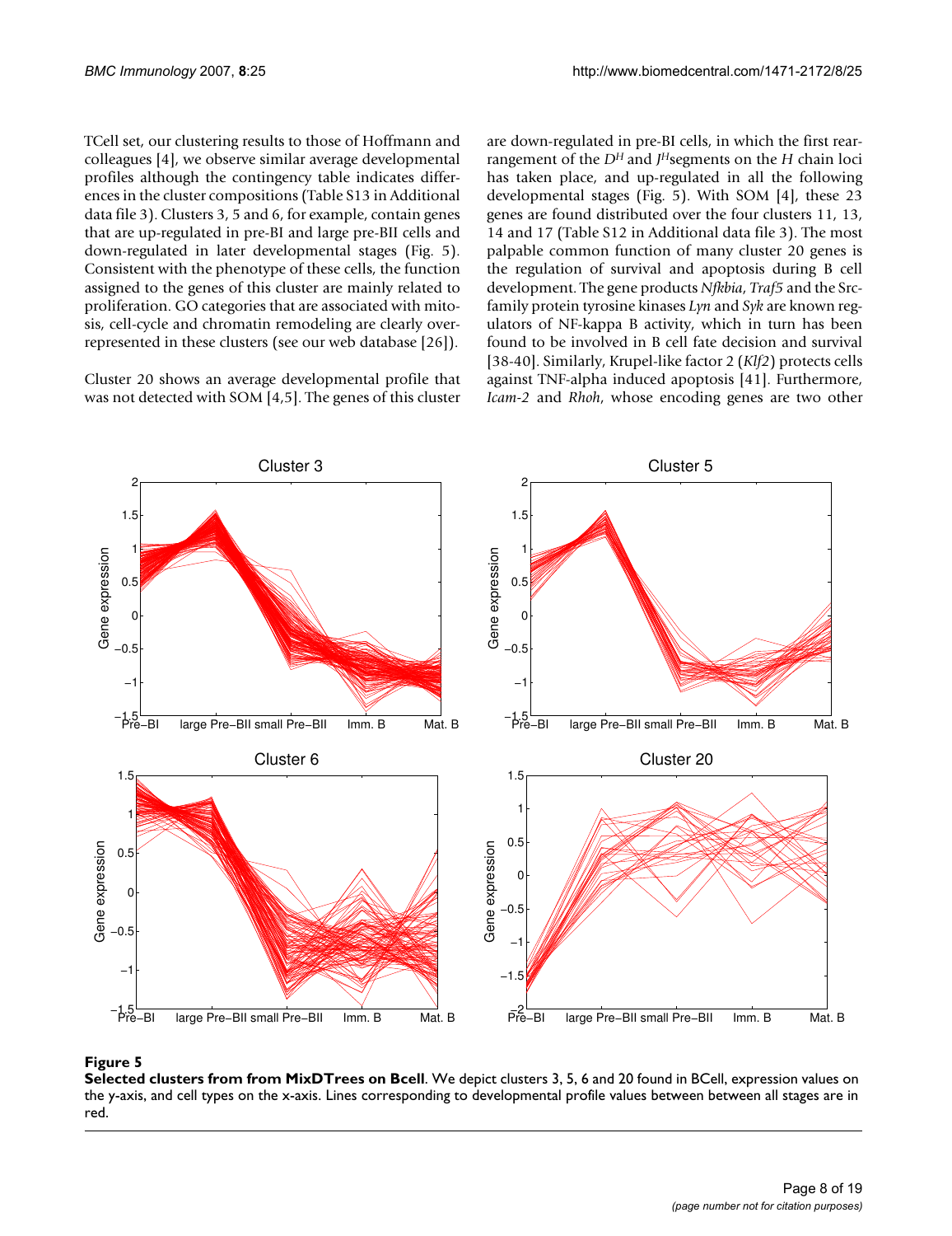TCell set, our clustering results to those of Hoffmann and colleagues [4], we observe similar average developmental profiles although the contingency table indicates differences in the cluster compositions (Table S13 in Additional data file 3). Clusters 3, 5 and 6, for example, contain genes that are up-regulated in pre-BI and large pre-BII cells and down-regulated in later developmental stages (Fig. 5). Consistent with the phenotype of these cells, the function assigned to the genes of this cluster are mainly related to proliferation. GO categories that are associated with mitosis, cell-cycle and chromatin remodeling are clearly overrepresented in these clusters (see our web database [26]).

Cluster 20 shows an average developmental profile that was not detected with SOM [4,5]. The genes of this cluster are down-regulated in pre-BI cells, in which the first rearrangement of the $D^H$ and $J^H$ segments on the *H* chain loci has taken place, and up-regulated in all the following developmental stages (Fig. 5). With SOM [4], these 23 genes are found distributed over the four clusters 11, 13, 14 and 17 (Table S12 in Additional data file 3). The most palpable common function of many cluster 20 genes is the regulation of survival and apoptosis during B cell development. The gene products *Nfkbia*, *Traf5* and the Src-family protein tyrosine kinases *Lyn* and *Syk* are known regulators of NF-kappa B activity, which in turn has been found to be involved in B cell fate decision and survival [38-40]. Similarly, Krupel-like factor 2 (*Klf2*) protects cells against TNF-alpha induced apoptosis [41]. Furthermore, *Icam-2* and *Rhoh*, whose encoding genes are two other

**Figure 5**

**Selected clusters from from MixDTrees on Bcell**. We depict clusters 3, 5, 6 and 20 found in BCell, expression values on the y-axis, and cell types on the x-axis. Lines corresponding to developmental profile values between between all stages are in red.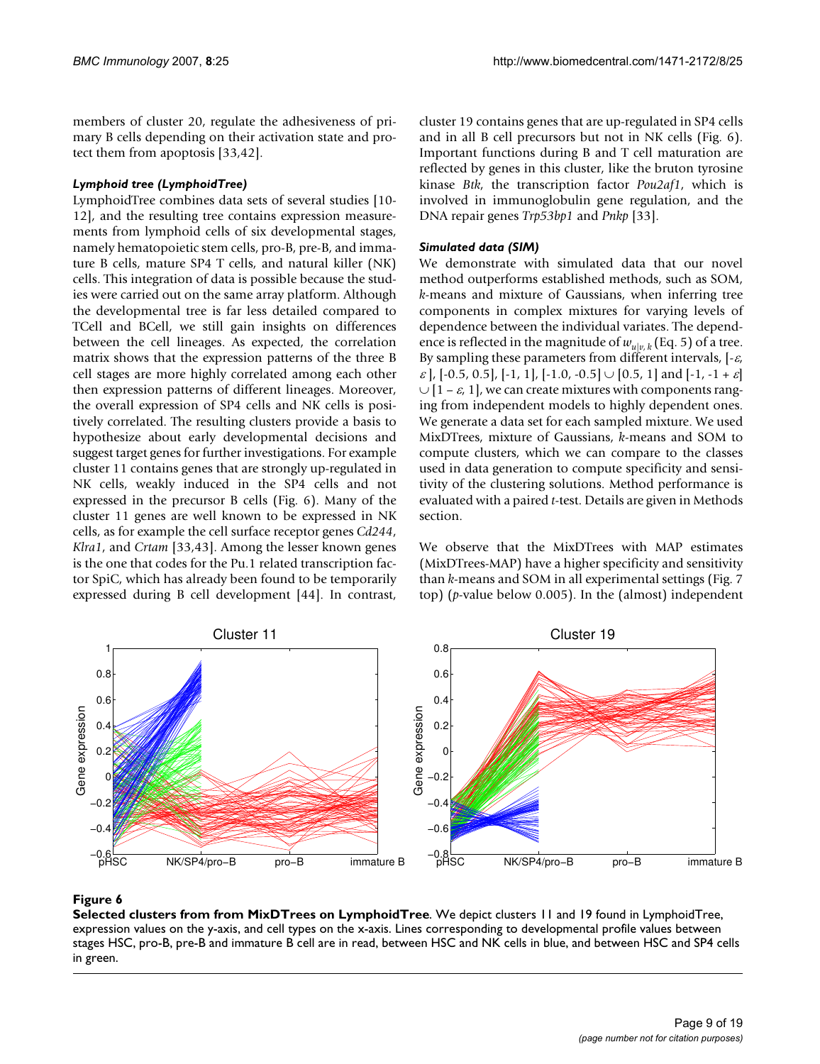members of cluster 20, regulate the adhesiveness of primary B cells depending on their activation state and protect them from apoptosis [33,42].

### *Lymphoid tree (LymphoidTree)*

LymphoidTree combines data sets of several studies [10-12], and the resulting tree contains expression measurements from lymphoid cells of six developmental stages, namely hematopoietic stem cells, pro-B, pre-B, and immature B cells, mature SP4 T cells, and natural killer (NK) cells. This integration of data is possible because the studies were carried out on the same array platform. Although the developmental tree is far less detailed compared to TCell and BCell, we still gain insights on differences between the cell lineages. As expected, the correlation matrix shows that the expression patterns of the three B cell stages are more highly correlated among each other then expression patterns of different lineages. Moreover, the overall expression of SP4 cells and NK cells is positively correlated. The resulting clusters provide a basis to hypothesize about early developmental decisions and suggest target genes for further investigations. For example cluster 11 contains genes that are strongly up-regulated in NK cells, weakly induced in the SP4 cells and not expressed in the precursor B cells (Fig. 6). Many of the cluster 11 genes are well known to be expressed in NK cells, as for example the cell surface receptor genes *Cd244*, *Klra1*, and *Crtam* [33,43]. Among the lesser known genes is the one that codes for the Pu.1 related transcription factor SpiC, which has already been found to be temporarily expressed during B cell development [44]. In contrast, cluster 19 contains genes that are up-regulated in SP4 cells and in all B cell precursors but not in NK cells (Fig. 6). Important functions during B and T cell maturation are reflected by genes in this cluster, like the bruton tyrosine kinase *Btk*, the transcription factor *Pou2af1*, which is involved in immunoglobulin gene regulation, and the DNA repair genes *Trp53bp1* and *Pnkp* [33].

### *Simulated data (SIM)*

We demonstrate with simulated data that our novel method outperforms established methods, such as SOM, *k*-means and mixture of Gaussians, when inferring tree components in complex mixtures for varying levels of dependence between the individual variates. The dependence is reflected in the magnitude of $w_{u|v,k}$ (Eq. 5) of a tree. By sampling these parameters from different intervals, $[-\varepsilon, \varepsilon]$, $[-0.5, 0.5]$, $[-1, 1]$, $[-1.0, -0.5] \cup [0.5, 1]$ and $[-1, -1 + \varepsilon] \cup [1 - \varepsilon, 1]$, we can create mixtures with components ranging from independent models to highly dependent ones. We generate a data set for each sampled mixture. We used MixDTrees, mixture of Gaussians, *k*-means and SOM to compute clusters, which we can compare to the classes used in data generation to compute specificity and sensitivity of the clustering solutions. Method performance is evaluated with a paired *t*-test. Details are given in Methods section.

We observe that the MixDTrees with MAP estimates (MixDTrees-MAP) have a higher specificity and sensitivity than *k*-means and SOM in all experimental settings (Fig. 7 top) (*p*-value below 0.005). In the (almost) independent

**Figure 6**

**Selected clusters from from MixDTrees on LymphoidTree**. We depict clusters 11 and 19 found in LymphoidTree, expression values on the y-axis, and cell types on the x-axis. Lines corresponding to developmental profile values between stages HSC, pro-B, pre-B and immature B cell are in read, between HSC and NK cells in blue, and between HSC and SP4 cells in green.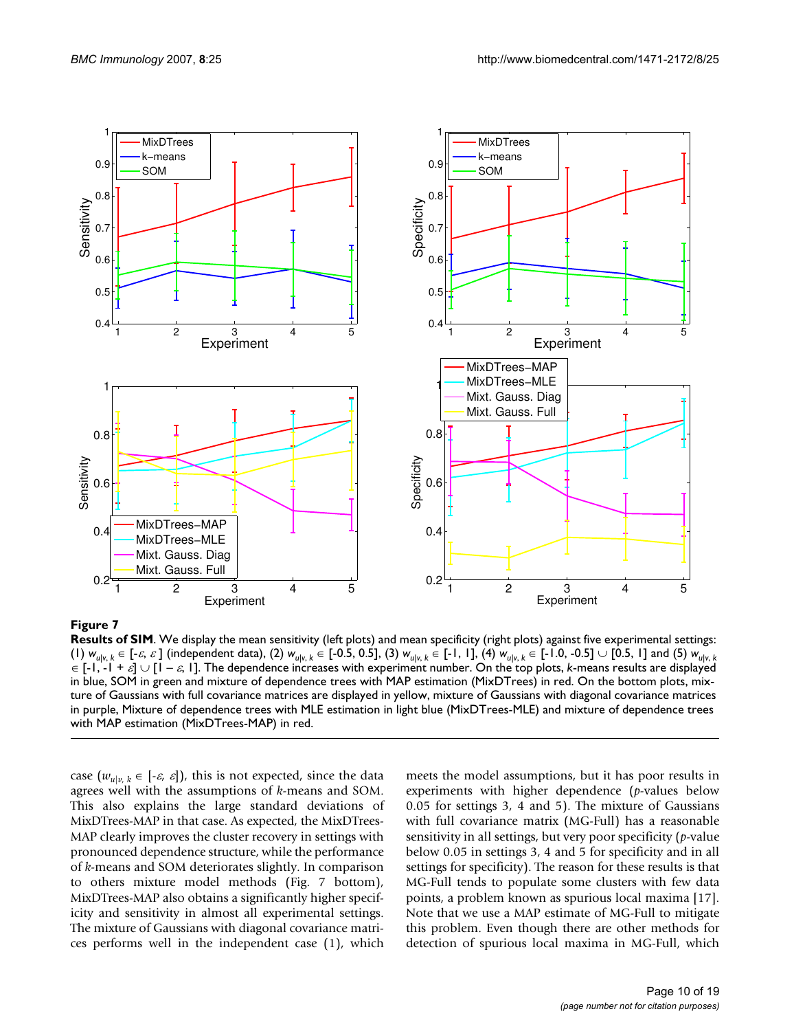**Figure 7**

**Results of SIM**. We display the mean sensitivity (left plots) and mean specificity (right plots) against five experimental settings: (1) $w_{u|v,k} \in [-\varepsilon, \varepsilon]$ (independent data), (2) $w_{u|v,k} \in [-0.5, 0.5]$, (3) $w_{u|v,k} \in [-1, 1]$, (4) $w_{u|v,k} \in [-1.0, -0.5] \cup [0.5, 1]$ and (5) $w_{u|v,k} \in [-1, -1 + \varepsilon] \cup [1 - \varepsilon, 1]$. The dependence increases with experiment number. On the top plots, *k*-means results are displayed in blue, SOM in green and mixture of dependence trees with MAP estimation (MixDTrees) in red. On the bottom plots, mixture of Gaussians with full covariance matrices are displayed in yellow, mixture of Gaussians with diagonal covariance matrices in purple, Mixture of dependence trees with MLE estimation in light blue (MixDTrees-MLE) and mixture of dependence trees with MAP estimation (MixDTrees-MAP) in red.

case ($w_{u|v,k} \in [-\varepsilon, \varepsilon]$), this is not expected, since the data agrees well with the assumptions of *k*-means and SOM. This also explains the large standard deviations of MixDTrees-MAP in that case. As expected, the MixDTrees-MAP clearly improves the cluster recovery in settings with pronounced dependence structure, while the performance of *k*-means and SOM deteriorates slightly. In comparison to others mixture model methods (Fig. 7 bottom), MixDTrees-MAP also obtains a significantly higher specificity and sensitivity in almost all experimental settings. The mixture of Gaussians with diagonal covariance matrices performs well in the independent case (1), which meets the model assumptions, but it has poor results in experiments with higher dependence (*p*-values below 0.05 for settings 3, 4 and 5). The mixture of Gaussians with full covariance matrix (MG-Full) has a reasonable sensitivity in all settings, but very poor specificity (*p*-value below 0.05 in settings 3, 4 and 5 for specificity and in all settings for specificity). The reason for these results is that MG-Full tends to populate some clusters with few data points, a problem known as spurious local maxima [17]. Note that we use a MAP estimate of MG-Full to mitigate this problem. Even though there are other methods for detection of spurious local maxima in MG-Full, which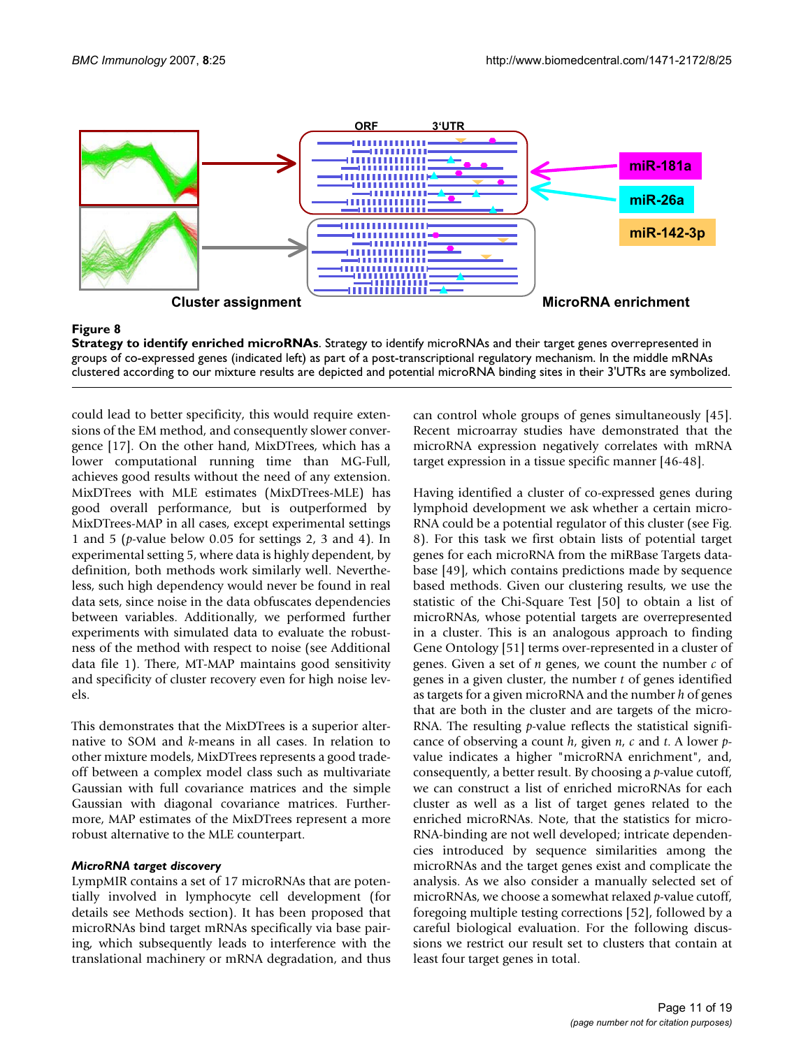**Figure 8**

**Strategy to identify enriched microRNAs**. Strategy to identify microRNAs and their target genes overrepresented in groups of co-expressed genes (indicated left) as part of a post-transcriptional regulatory mechanism. In the middle mRNAs clustered according to our mixture results are depicted and potential microRNA binding sites in their 3'UTRs are symbolized.

could lead to better specificity, this would require extensions of the EM method, and consequently slower convergence [17]. On the other hand, MixDTrees, which has a lower computational running time than MG-Full, achieves good results without the need of any extension. MixDTrees with MLE estimates (MixDTrees-MLE) has good overall performance, but is outperformed by MixDTrees-MAP in all cases, except experimental settings 1 and 5 ($p$-value below 0.05 for settings 2, 3 and 4). In experimental setting 5, where data is highly dependent, by definition, both methods work similarly well. Nevertheless, such high dependency would never be found in real data sets, since noise in the data obfuscates dependencies between variables. Additionally, we performed further experiments with simulated data to evaluate the robustness of the method with respect to noise (see Additional data file 1). There, MT-MAP maintains good sensitivity and specificity of cluster recovery even for high noise levels.

This demonstrates that the MixDTrees is a superior alternative to SOM and $k$-means in all cases. In relation to other mixture models, MixDTrees represents a good tradeoff between a complex model class such as multivariate Gaussian with full covariance matrices and the simple Gaussian with diagonal covariance matrices. Furthermore, MAP estimates of the MixDTrees represent a more robust alternative to the MLE counterpart.

### *MicroRNA target discovery*

LympMIR contains a set of 17 microRNAs that are potentially involved in lymphocyte cell development (for details see Methods section). It has been proposed that microRNAs bind target mRNAs specifically via base pairing, which subsequently leads to interference with the translational machinery or mRNA degradation, and thus can control whole groups of genes simultaneously [45]. Recent microarray studies have demonstrated that the microRNA expression negatively correlates with mRNA target expression in a tissue specific manner [46-48].

Having identified a cluster of co-expressed genes during lymphoid development we ask whether a certain microRNA could be a potential regulator of this cluster (see Fig. 8). For this task we first obtain lists of potential target genes for each microRNA from the miRBase Targets database [49], which contains predictions made by sequence based methods. Given our clustering results, we use the statistic of the Chi-Square Test [50] to obtain a list of microRNAs, whose potential targets are overrepresented in a cluster. This is an analogous approach to finding Gene Ontology [51] terms over-represented in a cluster of genes. Given a set of $n$ genes, we count the number $c$ of genes in a given cluster, the number $t$ of genes identified as targets for a given microRNA and the number $h$ of genes that are both in the cluster and are targets of the microRNA. The resulting $p$-value reflects the statistical significance of observing a count $h$, given $n$, $c$ and $t$. A lower $p$-value indicates a higher "microRNA enrichment", and, consequently, a better result. By choosing a $p$-value cutoff, we can construct a list of enriched microRNAs for each cluster as well as a list of target genes related to the enriched microRNAs. Note, that the statistics for microRNA-binding are not well developed; intricate dependencies introduced by sequence similarities among the microRNAs and the target genes exist and complicate the analysis. As we also consider a manually selected set of microRNAs, we choose a somewhat relaxed $p$-value cutoff, foregoing multiple testing corrections [52], followed by a careful biological evaluation. For the following discussions we restrict our result set to clusters that contain at least four target genes in total.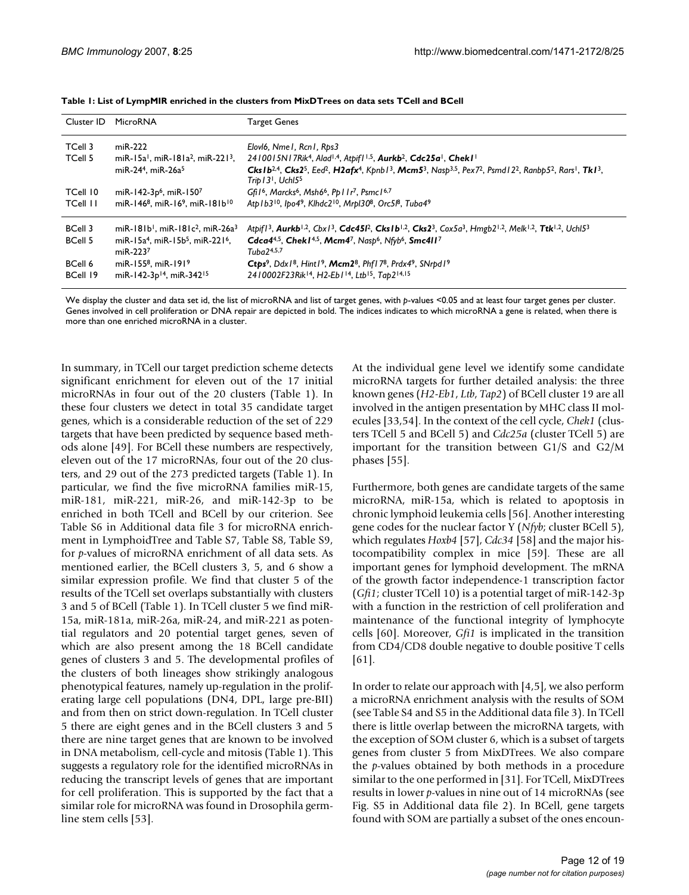**Table 1: List of LympMIR enriched in the clusters from MixDTrees on data sets TCell and BCell**

| Cluster ID | MicroRNA | Target Genes |
|---|---|---|
| TCell 3 | miR-222 | *Elovl6, Nme1, Rcn1, Rps3* |
| TCell 5 | miR-15a[1], miR-181a[2], miR-221[3], miR-24[4], miR-26a[5] | *2410015N17Rik*[4], *Alad*[1,4], *Atpif1*[1,5], ***Aurkb***[2], ***Cdc25a***[1], ***Chek1***[1] ***Cks1b***[2,4], ***Cks2***[5], *Eed*[2], ***H2afx***[4], *Kpnb1*[3], ***Mcm5***[3], *Nasp*[3,5], *Pex7*[2], *Psmd12*[2], *Ranbp5*[2], *Rars*[1], ***Tk1***[3], *Trip13*[1], *Uchl5*[5] |
| TCell 10 | miR-142-3p[6], miR-150[7] | *Gfi1*[6], *Marcks*[6], *Msh6*[6], *Pp11r*[7], *Psmc1*[6,7] |
| TCell 11 | miR-146[8], miR-16[9], miR-181b[10] | *Atp1b3*[10], *Ipo4*[9], *Klhdc2*[10], *Mrpl30*[8], *Orc5l*[8], *Tuba4*[9] |
| BCell 3 | miR-181b[1], miR-181c[2], miR-26a[3] | *Atpif1*[3], ***Aurkb***[1,2], *Cbx1*[3], ***Cdc45l***[2], ***Cks1b***[1,2], ***Cks2***[3], *Cox5a*[3], *Hmgb2*[1,2], *Melk*[1,2], ***Ttk***[1,2], *Uchl5*[3] |
| BCell 5 | miR-15a[4], miR-15b[5], miR-221[6], miR-223[7] | ***Cdca4***[4,5], ***Chek1***[4,5], ***Mcm4***[7], *Nasp*[6], *Nfyb*[6], ***Smc4l1***[7] *Tuba2*[4,5,7] |
| BCell 6 | miR-155[8], miR-191[9] | ***Ctps***[9], *Ddx1*[8], *Hint1*[9], ***Mcm2***[8], *Phf17*[8], *Prdx4*[9], *SNrpd1*[9] |
| BCell 19 | miR-142-3p[14], miR-342[15] | *2410002F23Rik*[14], *H2-Eb1*[14], *Ltb*[15], *Tap2*[14,15] |

We display the cluster and data set id, the list of microRNA and list of target genes, with $p$-values <0.05 and at least four target genes per cluster. Genes involved in cell proliferation or DNA repair are depicted in bold. The indices indicates to which microRNA a gene is related, when there is more than one enriched microRNA in a cluster.

In summary, in TCell our target prediction scheme detects significant enrichment for eleven out of the 17 initial microRNAs in four out of the 20 clusters (Table 1). In these four clusters we detect in total 35 candidate target genes, which is a considerable reduction of the set of 229 targets that have been predicted by sequence based methods alone [49]. For BCell these numbers are respectively, eleven out of the 17 microRNAs, four out of the 20 clusters, and 29 out of the 273 predicted targets (Table 1). In particular, we find the five microRNA families miR-15, miR-181, miR-221, miR-26, and miR-142-3p to be enriched in both TCell and BCell by our criterion. See Table S6 in Additional data file 3 for microRNA enrichment in LymphoidTree and Table S7, Table S8, Table S9, for $p$-values of microRNA enrichment of all data sets. As mentioned earlier, the BCell clusters 3, 5, and 6 show a similar expression profile. We find that cluster 5 of the results of the TCell set overlaps substantially with clusters 3 and 5 of BCell (Table 1). In TCell cluster 5 we find miR-15a, miR-181a, miR-26a, miR-24, and miR-221 as potential regulators and 20 potential target genes, seven of which are also present among the 18 BCell candidate genes of clusters 3 and 5. The developmental profiles of the clusters of both lineages show strikingly analogous phenotypical features, namely up-regulation in the proliferating large cell populations (DN4, DPL, large pre-BII) and from then on strict down-regulation. In TCell cluster 5 there are eight genes and in the BCell clusters 3 and 5 there are nine target genes that are known to be involved in DNA metabolism, cell-cycle and mitosis (Table 1). This suggests a regulatory role for the identified microRNAs in reducing the transcript levels of genes that are important for cell proliferation. This is supported by the fact that a similar role for microRNA was found in Drosophila germline stem cells [53].

At the individual gene level we identify some candidate microRNA targets for further detailed analysis: the three known genes (*H2-Eb1*, *Ltb*, *Tap2*) of BCell cluster 19 are all involved in the antigen presentation by MHC class II molecules [33,54]. In the context of the cell cycle, *Chek1* (clusters TCell 5 and BCell 5) and *Cdc25a* (cluster TCell 5) are important for the transition between G1/S and G2/M phases [55].

Furthermore, both genes are candidate targets of the same microRNA, miR-15a, which is related to apoptosis in chronic lymphoid leukemia cells [56]. Another interesting gene codes for the nuclear factor Y (*Nfyb*; cluster BCell 5), which regulates *Hoxb4* [57], *Cdc34* [58] and the major histocompatibility complex in mice [59]. These are all important genes for lymphoid development. The mRNA of the growth factor independence-1 transcription factor (*Gfi1*; cluster TCell 10) is a potential target of miR-142-3p with a function in the restriction of cell proliferation and maintenance of the functional integrity of lymphocyte cells [60]. Moreover, *Gfi1* is implicated in the transition from CD4/CD8 double negative to double positive T cells [61].

In order to relate our approach with [4,5], we also perform a microRNA enrichment analysis with the results of SOM (see Table S4 and S5 in the Additional data file 3). In TCell there is little overlap between the microRNA targets, with the exception of SOM cluster 6, which is a subset of targets genes from cluster 5 from MixDTrees. We also compare the $p$-values obtained by both methods in a procedure similar to the one performed in [31]. For TCell, MixDTrees results in lower $p$-values in nine out of 14 microRNAs (see Fig. S5 in Additional data file 2). In BCell, gene targets found with SOM are partially a subset of the ones encoun-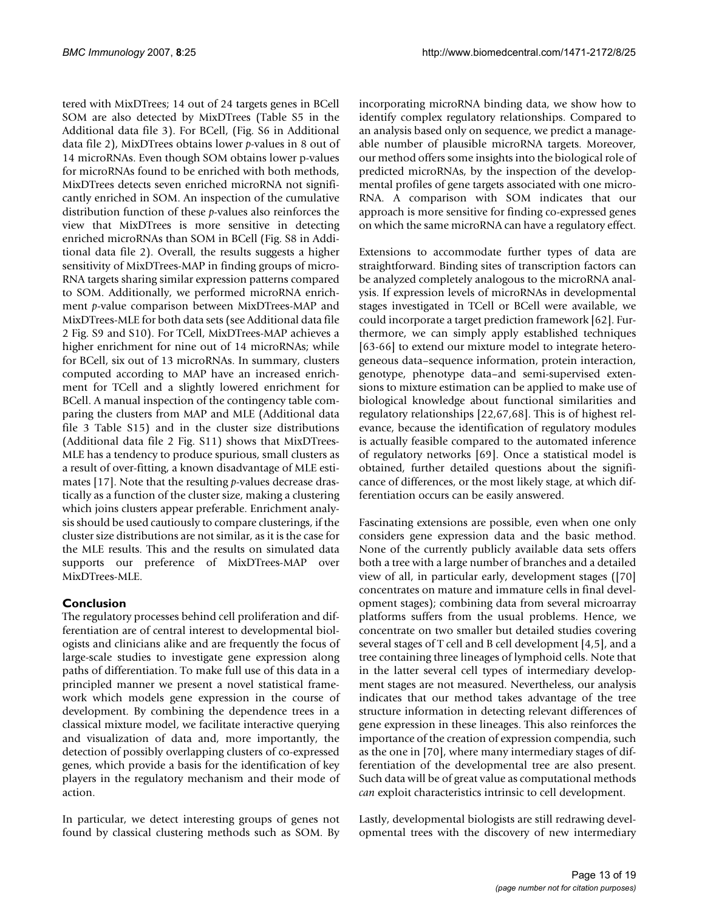tered with MixDTrees; 14 out of 24 targets genes in BCell SOM are also detected by MixDTrees (Table S5 in the Additional data file 3). For BCell, (Fig. S6 in Additional data file 2), MixDTrees obtains lower *p*-values in 8 out of 14 microRNAs. Even though SOM obtains lower p-values for microRNAs found to be enriched with both methods, MixDTrees detects seven enriched microRNA not significantly enriched in SOM. An inspection of the cumulative distribution function of these *p*-values also reinforces the view that MixDTrees is more sensitive in detecting enriched microRNAs than SOM in BCell (Fig. S8 in Additional data file 2). Overall, the results suggests a higher sensitivity of MixDTrees-MAP in finding groups of microRNA targets sharing similar expression patterns compared to SOM. Additionally, we performed microRNA enrichment *p*-value comparison between MixDTrees-MAP and MixDTrees-MLE for both data sets (see Additional data file 2 Fig. S9 and S10). For TCell, MixDTrees-MAP achieves a higher enrichment for nine out of 14 microRNAs; while for BCell, six out of 13 microRNAs. In summary, clusters computed according to MAP have an increased enrichment for TCell and a slightly lowered enrichment for BCell. A manual inspection of the contingency table comparing the clusters from MAP and MLE (Additional data file 3 Table S15) and in the cluster size distributions (Additional data file 2 Fig. S11) shows that MixDTrees-MLE has a tendency to produce spurious, small clusters as a result of over-fitting, a known disadvantage of MLE estimates [17]. Note that the resulting *p*-values decrease drastically as a function of the cluster size, making a clustering which joins clusters appear preferable. Enrichment analysis should be used cautiously to compare clusterings, if the cluster size distributions are not similar, as it is the case for the MLE results. This and the results on simulated data supports our preference of MixDTrees-MAP over MixDTrees-MLE.

## Conclusion

The regulatory processes behind cell proliferation and differentiation are of central interest to developmental biologists and clinicians alike and are frequently the focus of large-scale studies to investigate gene expression along paths of differentiation. To make full use of this data in a principled manner we present a novel statistical framework which models gene expression in the course of development. By combining the dependence trees in a classical mixture model, we facilitate interactive querying and visualization of data and, more importantly, the detection of possibly overlapping clusters of co-expressed genes, which provide a basis for the identification of key players in the regulatory mechanism and their mode of action.

In particular, we detect interesting groups of genes not found by classical clustering methods such as SOM. By incorporating microRNA binding data, we show how to identify complex regulatory relationships. Compared to an analysis based only on sequence, we predict a manageable number of plausible microRNA targets. Moreover, our method offers some insights into the biological role of predicted microRNAs, by the inspection of the developmental profiles of gene targets associated with one microRNA. A comparison with SOM indicates that our approach is more sensitive for finding co-expressed genes on which the same microRNA can have a regulatory effect.

Extensions to accommodate further types of data are straightforward. Binding sites of transcription factors can be analyzed completely analogous to the microRNA analysis. If expression levels of microRNAs in developmental stages investigated in TCell or BCell were available, we could incorporate a target prediction framework [62]. Furthermore, we can simply apply established techniques [63-66] to extend our mixture model to integrate heterogeneous data–sequence information, protein interaction, genotype, phenotype data–and semi-supervised extensions to mixture estimation can be applied to make use of biological knowledge about functional similarities and regulatory relationships [22,67,68]. This is of highest relevance, because the identification of regulatory modules is actually feasible compared to the automated inference of regulatory networks [69]. Once a statistical model is obtained, further detailed questions about the significance of differences, or the most likely stage, at which differentiation occurs can be easily answered.

Fascinating extensions are possible, even when one only considers gene expression data and the basic method. None of the currently publicly available data sets offers both a tree with a large number of branches and a detailed view of all, in particular early, development stages ([70] concentrates on mature and immature cells in final development stages); combining data from several microarray platforms suffers from the usual problems. Hence, we concentrate on two smaller but detailed studies covering several stages of T cell and B cell development [4,5], and a tree containing three lineages of lymphoid cells. Note that in the latter several cell types of intermediary development stages are not measured. Nevertheless, our analysis indicates that our method takes advantage of the tree structure information in detecting relevant differences of gene expression in these lineages. This also reinforces the importance of the creation of expression compendia, such as the one in [70], where many intermediary stages of differentiation of the developmental tree are also present. Such data will be of great value as computational methods *can* exploit characteristics intrinsic to cell development.

Lastly, developmental biologists are still redrawing developmental trees with the discovery of new intermediary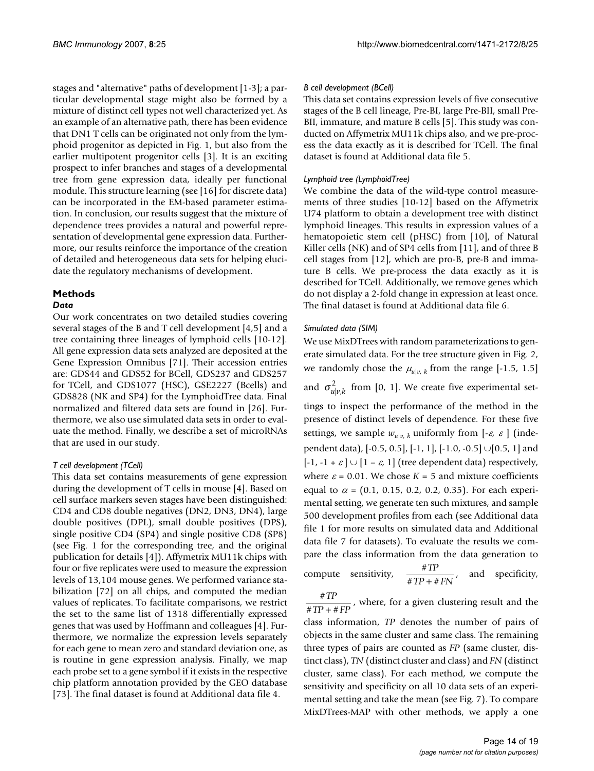stages and "alternative" paths of development [1-3]; a particular developmental stage might also be formed by a mixture of distinct cell types not well characterized yet. As an example of an alternative path, there has been evidence that DN1 T cells can be originated not only from the lymphoid progenitor as depicted in Fig. 1, but also from the earlier multipotent progenitor cells [3]. It is an exciting prospect to infer branches and stages of a developmental tree from gene expression data, ideally per functional module. This structure learning (see [16] for discrete data) can be incorporated in the EM-based parameter estimation. In conclusion, our results suggest that the mixture of dependence trees provides a natural and powerful representation of developmental gene expression data. Furthermore, our results reinforce the importance of the creation of detailed and heterogeneous data sets for helping elucidate the regulatory mechanisms of development.

## Methods

### Data

Our work concentrates on two detailed studies covering several stages of the B and T cell development [4,5] and a tree containing three lineages of lymphoid cells [10-12]. All gene expression data sets analyzed are deposited at the Gene Expression Omnibus [71]. Their accession entries are: GDS44 and GDS52 for BCell, GDS237 and GDS257 for TCell, and GDS1077 (HSC), GSE2227 (Bcells) and GDS828 (NK and SP4) for the LymphoidTree data. Final normalized and filtered data sets are found in [26]. Furthermore, we also use simulated data sets in order to evaluate the method. Finally, we describe a set of microRNAs that are used in our study.

#### *T cell development (TCell)*

This data set contains measurements of gene expression during the development of T cells in mouse [4]. Based on cell surface markers seven stages have been distinguished: CD4 and CD8 double negatives (DN2, DN3, DN4), large double positives (DPL), small double positives (DPS), single positive CD4 (SP4) and single positive CD8 (SP8) (see Fig. 1 for the corresponding tree, and the original publication for details [4]). Affymetrix MU11k chips with four or five replicates were used to measure the expression levels of 13,104 mouse genes. We performed variance stabilization [72] on all chips, and computed the median values of replicates. To facilitate comparisons, we restrict the set to the same list of 1318 differentially expressed genes that was used by Hoffmann and colleagues [4]. Furthermore, we normalize the expression levels separately for each gene to mean zero and standard deviation one, as is routine in gene expression analysis. Finally, we map each probe set to a gene symbol if it exists in the respective chip platform annotation provided by the GEO database [73]. The final dataset is found at Additional data file 4.

#### *B cell development (BCell)*

This data set contains expression levels of five consecutive stages of the B cell lineage, Pre-BI, large Pre-BII, small Pre-BII, immature, and mature B cells [5]. This study was conducted on Affymetrix MU11k chips also, and we pre-process the data exactly as it is described for TCell. The final dataset is found at Additional data file 5.

#### *Lymphoid tree (LymphoidTree)*

We combine the data of the wild-type control measurements of three studies [10-12] based on the Affymetrix U74 platform to obtain a development tree with distinct lymphoid lineages. This results in expression values of a hematopoietic stem cell (pHSC) from [10], of Natural Killer cells (NK) and of SP4 cells from [11], and of three B cell stages from [12], which are pro-B, pre-B and immature B cells. We pre-process the data exactly as it is described for TCell. Additionally, we remove genes which do not display a 2-fold change in expression at least once. The final dataset is found at Additional data file 6.

#### *Simulated data (SIM)*

We use MixDTrees with random parameterizations to generate simulated data. For the tree structure given in Fig. 2, we randomly chose the $\mu_{u|v,k}$ from the range [-1.5, 1.5] and $\sigma^2_{u|v,k}$ from [0, 1]. We create five experimental settings to inspect the performance of the method in the presence of distinct levels of dependence. For these five settings, we sample $w_{u|v,k}$ uniformly from $[-\varepsilon, \varepsilon]$ (independent data), [-0.5, 0.5], [-1, 1], $[-1.0, -0.5] \cup [0.5, 1]$ and $[-1, -1+\varepsilon] \cup [1-\varepsilon, 1]$ (tree dependent data) respectively, where $\varepsilon = 0.01$. We chose $K = 5$ and mixture coefficients equal to $\alpha = (0.1, 0.15, 0.2, 0.2, 0.35)$. For each experimental setting, we generate ten such mixtures, and sample 500 development profiles from each (see Additional data file 1 for more results on simulated data and Additional data file 7 for datasets). To evaluate the results we compare the class information from the data generation to compute sensitivity, $\frac{\#TP}{\#TP + \#FN}$, and specificity, $\frac{\#TP}{\#TP + \#FP}$, where, for a given clustering result and the class information, $TP$ denotes the number of pairs of objects in the same cluster and same class. The remaining three types of pairs are counted as $FP$ (same cluster, distinct class), $TN$ (distinct cluster and class) and $FN$ (distinct cluster, same class). For each method, we compute the sensitivity and specificity on all 10 data sets of an experimental setting and take the mean (see Fig. 7). To compare MixDTrees-MAP with other methods, we apply a one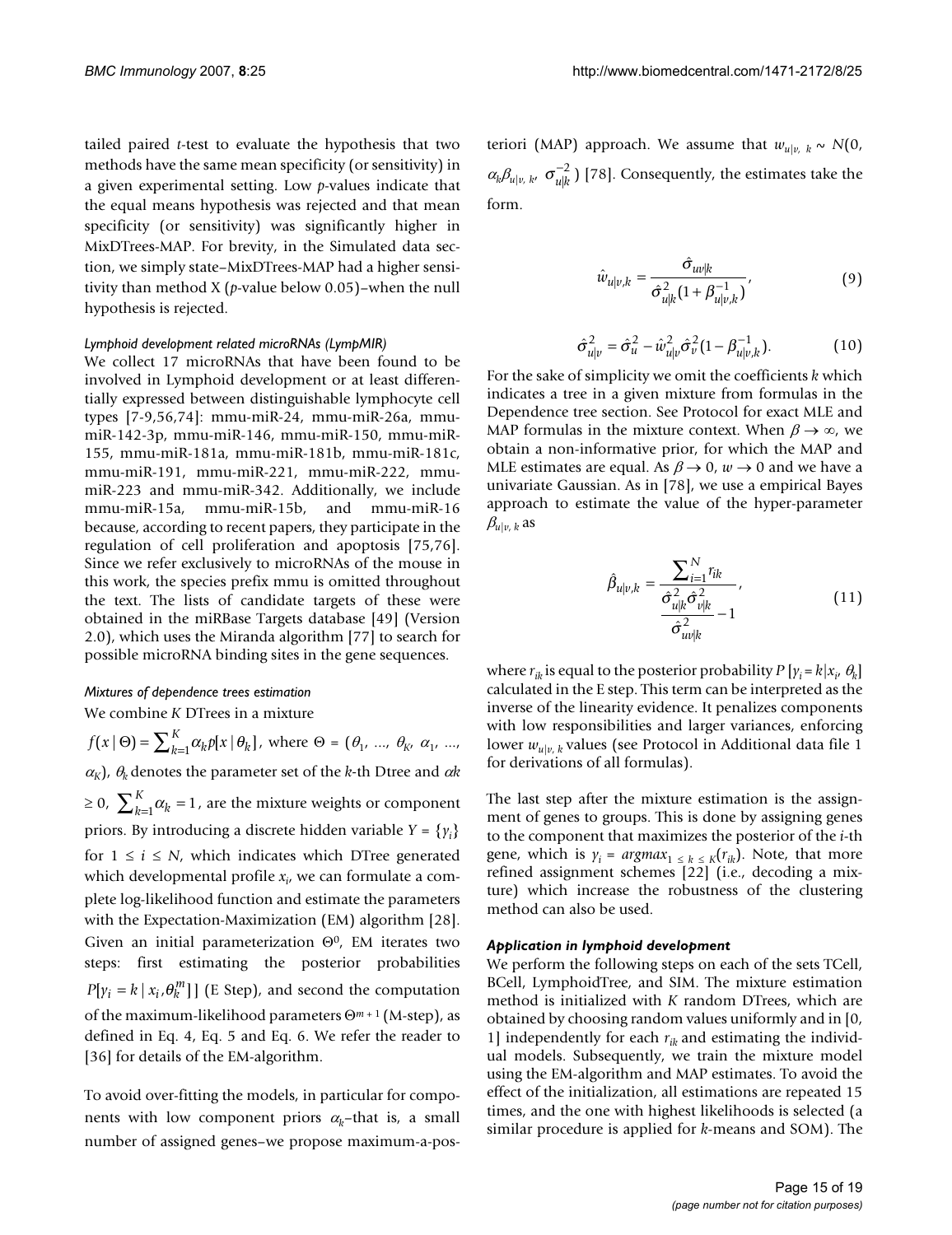tailed paired *t*-test to evaluate the hypothesis that two methods have the same mean specificity (or sensitivity) in a given experimental setting. Low *p*-values indicate that the equal means hypothesis was rejected and that mean specificity (or sensitivity) was significantly higher in MixDTrees-MAP. For brevity, in the Simulated data section, we simply state–MixDTrees-MAP had a higher sensitivity than method X (*p*-value below 0.05)–when the null hypothesis is rejected.

#### Lymphoid development related microRNAs (LympMIR)

We collect 17 microRNAs that have been found to be involved in Lymphoid development or at least differentially expressed between distinguishable lymphocyte cell types [7-9,56,74]: mmu-miR-24, mmu-miR-26a, mmu-miR-142-3p, mmu-miR-146, mmu-miR-150, mmu-miR-155, mmu-miR-181a, mmu-miR-181b, mmu-miR-181c, mmu-miR-191, mmu-miR-221, mmu-miR-222, mmu-miR-223 and mmu-miR-342. Additionally, we include mmu-miR-15a, mmu-miR-15b, and mmu-miR-16 because, according to recent papers, they participate in the regulation of cell proliferation and apoptosis [75,76]. Since we refer exclusively to microRNAs of the mouse in this work, the species prefix mmu is omitted throughout the text. The lists of candidate targets of these were obtained in the miRBase Targets database [49] (Version 2.0), which uses the Miranda algorithm [77] to search for possible microRNA binding sites in the gene sequences.

#### Mixtures of dependence trees estimation

We combine $K$ DTrees in a mixture $f(x \mid \Theta) = \sum_{k=1}^{K} \alpha_k p[x \mid \theta_k]$, where $\Theta = (\theta_1, ..., \theta_K, \alpha_1, ..., \alpha_K)$, $\theta_k$ denotes the parameter set of the $k$-th Dtree and $\alpha k \geq 0$, $\sum_{k=1}^{K} \alpha_k = 1$, are the mixture weights or component priors. By introducing a discrete hidden variable $Y = \{y_i\}$ for $1 \leq i \leq N$, which indicates which DTree generated which developmental profile $x_i$, we can formulate a complete log-likelihood function and estimate the parameters with the Expectation-Maximization (EM) algorithm [28]. Given an initial parameterization $\Theta^0$, EM iterates two steps: first estimating the posterior probabilities $P[y_i = k \mid x_i, \theta_k^m]]$ (E Step), and second the computation of the maximum-likelihood parameters $\Theta^{m+1}$ (M-step), as defined in Eq. 4, Eq. 5 and Eq. 6. We refer the reader to [36] for details of the EM-algorithm.

To avoid over-fitting the models, in particular for components with low component priors $\alpha_k$–that is, a small number of assigned genes–we propose maximum-a-posteriori (MAP) approach. We assume that $w_{u|v,\,k} \sim N(0, \alpha_k \beta_{u|v,\,k}, \sigma_{u|k}^{-2})$ [78]. Consequently, the estimates take the form.

$$\hat{w}_{u|v,k} = \frac{\hat{\sigma}_{uv|k}}{\hat{\sigma}_{u|k}^2 (1 + \beta_{u|v,k}^{-1})}, \tag{9}$$

$$\hat{\sigma}_{u|v}^2 = \hat{\sigma}_u^2 - \hat{w}_{u|v}^2 \hat{\sigma}_v^2 (1 - \beta_{u|v,k}^{-1}). \tag{10}$$

For the sake of simplicity we omit the coefficients $k$ which indicates a tree in a given mixture from formulas in the Dependence tree section. See Protocol for exact MLE and MAP formulas in the mixture context. When $\beta \to \infty$, we obtain a non-informative prior, for which the MAP and MLE estimates are equal. As $\beta \to 0$, $w \to 0$ and we have a univariate Gaussian. As in [78], we use a empirical Bayes approach to estimate the value of the hyper-parameter $\beta_{u|v,\,k}$ as

$$\hat{\beta}_{u|v,k} = \frac{\sum_{i=1}^{N} r_{ik}}{\dfrac{\hat{\sigma}_{u|k}^2 \hat{\sigma}_{v|k}^2}{\hat{\sigma}_{uv|k}^2} - 1}, \tag{11}$$

where $r_{ik}$ is equal to the posterior probability $P[y_i = k | x_i, \theta_k]$ calculated in the E step. This term can be interpreted as the inverse of the linearity evidence. It penalizes components with low responsibilities and larger variances, enforcing lower $w_{u|v,\,k}$ values (see Protocol in Additional data file 1 for derivations of all formulas).

The last step after the mixture estimation is the assignment of genes to groups. This is done by assigning genes to the component that maximizes the posterior of the $i$-th gene, which is $y_i = argmax_{1 \leq k \leq K}(r_{ik})$. Note, that more refined assignment schemes [22] (i.e., decoding a mixture) which increase the robustness of the clustering method can also be used.

### Application in lymphoid development

We perform the following steps on each of the sets TCell, BCell, LymphoidTree, and SIM. The mixture estimation method is initialized with $K$ random DTrees, which are obtained by choosing random values uniformly and in [0, 1] independently for each $r_{ik}$ and estimating the individual models. Subsequently, we train the mixture model using the EM-algorithm and MAP estimates. To avoid the effect of the initialization, all estimations are repeated 15 times, and the one with highest likelihoods is selected (a similar procedure is applied for $k$-means and SOM). The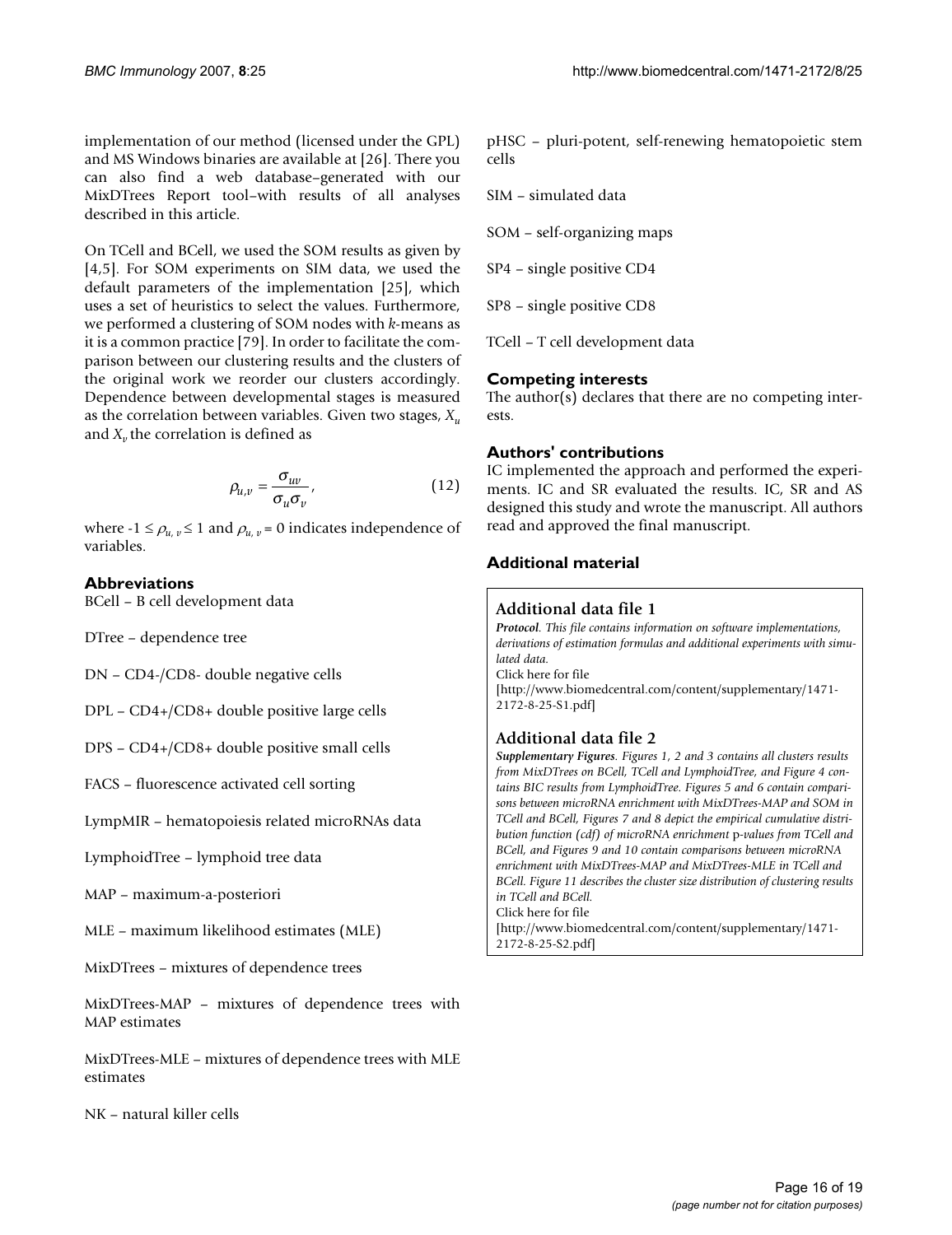implementation of our method (licensed under the GPL) and MS Windows binaries are available at [26]. There you can also find a web database–generated with our MixDTrees Report tool–with results of all analyses described in this article.

On TCell and BCell, we used the SOM results as given by [4,5]. For SOM experiments on SIM data, we used the default parameters of the implementation [25], which uses a set of heuristics to select the values. Furthermore, we performed a clustering of SOM nodes with *k*-means as it is a common practice [79]. In order to facilitate the comparison between our clustering results and the clusters of the original work we reorder our clusters accordingly. Dependence between developmental stages is measured as the correlation between variables. Given two stages, $X_u$ and $X_v$ the correlation is defined as

$$\rho_{u,v} = \frac{\sigma_{uv}}{\sigma_u \sigma_v}, \quad (12)$$

where $-1 \leq \rho_{u,v} \leq 1$ and $\rho_{u,v} = 0$ indicates independence of variables.

## Abbreviations

BCell – B cell development data

DTree – dependence tree

DN – CD4-/CD8- double negative cells

DPL – CD4+/CD8+ double positive large cells

DPS – CD4+/CD8+ double positive small cells

FACS – fluorescence activated cell sorting

LympMIR – hematopoiesis related microRNAs data

LymphoidTree – lymphoid tree data

MAP – maximum-a-posteriori

MLE – maximum likelihood estimates (MLE)

MixDTrees – mixtures of dependence trees

MixDTrees-MAP – mixtures of dependence trees with MAP estimates

MixDTrees-MLE – mixtures of dependence trees with MLE estimates

NK – natural killer cells

pHSC – pluri-potent, self-renewing hematopoietic stem cells

SIM – simulated data

SOM – self-organizing maps

SP4 – single positive CD4

SP8 – single positive CD8

TCell – T cell development data

## Competing interests

The author(s) declares that there are no competing interests.

## Authors' contributions

IC implemented the approach and performed the experiments. IC and SR evaluated the results. IC, SR and AS designed this study and wrote the manuscript. All authors read and approved the final manuscript.

## Additional material

### Additional data file 1

***Protocol***. *This file contains information on software implementations, derivations of estimation formulas and additional experiments with simulated data.*

Click here for file

[http://www.biomedcentral.com/content/supplementary/1471-2172-8-25-S1.pdf]

### Additional data file 2

***Supplementary Figures***. *Figures 1, 2 and 3 contains all clusters results from MixDTrees on BCell, TCell and LymphoidTree, and Figure 4 contains BIC results from LymphoidTree. Figures 5 and 6 contain comparisons between microRNA enrichment with MixDTrees-MAP and SOM in TCell and BCell, Figures 7 and 8 depict the empirical cumulative distribution function (cdf) of microRNA enrichment* p*-values from TCell and BCell, and Figures 9 and 10 contain comparisons between microRNA enrichment with MixDTrees-MAP and MixDTrees-MLE in TCell and BCell. Figure 11 describes the cluster size distribution of clustering results in TCell and BCell.*

Click here for file

[http://www.biomedcentral.com/content/supplementary/1471-2172-8-25-S2.pdf]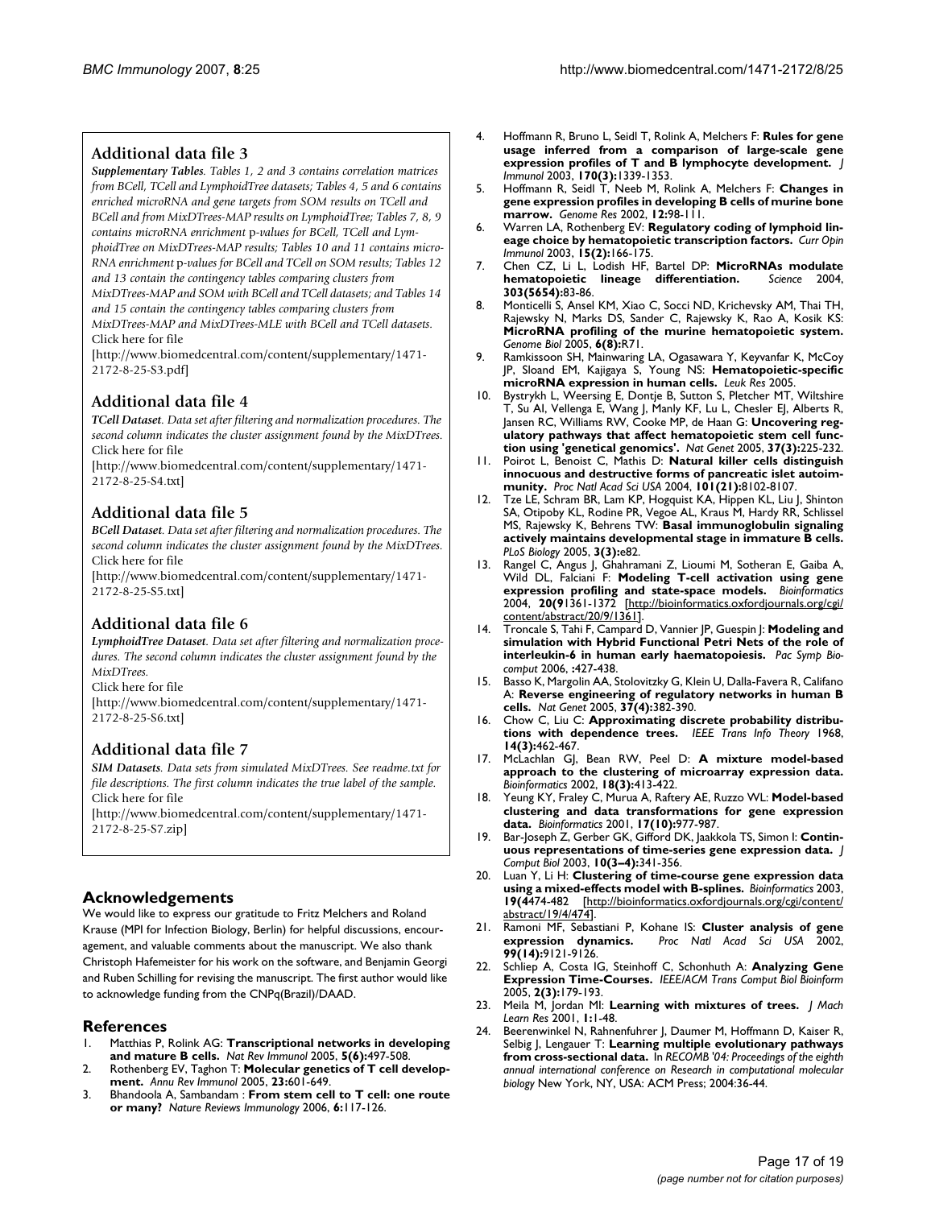## Additional data file 3

*Supplementary Tables. Tables 1, 2 and 3 contains correlation matrices from BCell, TCell and LymphoidTree datasets; Tables 4, 5 and 6 contains enriched microRNA and gene targets from SOM results on TCell and BCell and from MixDTrees-MAP results on LymphoidTree; Tables 7, 8, 9 contains microRNA enrichment* p*-values for BCell, TCell and LymphoidTree on MixDTrees-MAP results; Tables 10 and 11 contains microRNA enrichment* p*-values for BCell and TCell on SOM results; Tables 12 and 13 contain the contingency tables comparing clusters from MixDTrees-MAP and SOM with BCell and TCell datasets; and Tables 14 and 15 contain the contingency tables comparing clusters from MixDTrees-MAP and MixDTrees-MLE with BCell and TCell datasets.*

Click here for file

[http://www.biomedcentral.com/content/supplementary/1471-2172-8-25-S3.pdf]

## Additional data file 4

*TCell Dataset. Data set after filtering and normalization procedures. The second column indicates the cluster assignment found by the MixDTrees.*

Click here for file

[http://www.biomedcentral.com/content/supplementary/1471-2172-8-25-S4.txt]

## Additional data file 5

*BCell Dataset. Data set after filtering and normalization procedures. The second column indicates the cluster assignment found by the MixDTrees.*

Click here for file

[http://www.biomedcentral.com/content/supplementary/1471-2172-8-25-S5.txt]

## Additional data file 6

*LymphoidTree Dataset. Data set after filtering and normalization procedures. The second column indicates the cluster assignment found by the MixDTrees.*

Click here for file

[http://www.biomedcentral.com/content/supplementary/1471-2172-8-25-S6.txt]

## Additional data file 7

*SIM Datasets. Data sets from simulated MixDTrees. See readme.txt for file descriptions. The first column indicates the true label of the sample.*

Click here for file

[http://www.biomedcentral.com/content/supplementary/1471-2172-8-25-S7.zip]

## Acknowledgements

We would like to express our gratitude to Fritz Melchers and Roland Krause (MPI for Infection Biology, Berlin) for helpful discussions, encouragement, and valuable comments about the manuscript. We also thank Christoph Hafemeister for his work on the software, and Benjamin Georgi and Ruben Schilling for revising the manuscript. The first author would like to acknowledge funding from the CNPq(Brazil)/DAAD.

## References

1. Matthias P, Rolink AG: **Transcriptional networks in developing and mature B cells.** *Nat Rev Immunol* 2005, **5(6):**497-508.
2. Rothenberg EV, Taghon T: **Molecular genetics of T cell development.** *Annu Rev Immunol* 2005, **23:**601-649.
3. Bhandoola A, Sambandam : **From stem cell to T cell: one route or many?** *Nature Reviews Immunology* 2006, **6:**117-126.
4. Hoffmann R, Bruno L, Seidl T, Rolink A, Melchers F: **Rules for gene usage inferred from a comparison of large-scale gene expression profiles of T and B lymphocyte development.** *J Immunol* 2003, **170(3):**1339-1353.
5. Hoffmann R, Seidl T, Neeb M, Rolink A, Melchers F: **Changes in gene expression profiles in developing B cells of murine bone marrow.** *Genome Res* 2002, **12:**98-111.
6. Warren LA, Rothenberg EV: **Regulatory coding of lymphoid lineage choice by hematopoietic transcription factors.** *Curr Opin Immunol* 2003, **15(2):**166-175.
7. Chen CZ, Li L, Lodish HF, Bartel DP: **MicroRNAs modulate hematopoietic lineage differentiation.** *Science* 2004, **303(5654):**83-86.
8. Monticelli S, Ansel KM, Xiao C, Socci ND, Krichevsky AM, Thai TH, Rajewsky N, Marks DS, Sander C, Rajewsky K, Rao A, Kosik KS: **MicroRNA profiling of the murine hematopoietic system.** *Genome Biol* 2005, **6(8):**R71.
9. Ramkissoon SH, Mainwaring LA, Ogasawara Y, Keyvanfar K, McCoy JP, Sloand EM, Kajigaya S, Young NS: **Hematopoietic-specific microRNA expression in human cells.** *Leuk Res* 2005.
10. Bystrykh L, Weersing E, Dontje B, Sutton S, Pletcher MT, Wiltshire T, Su AI, Vellenga E, Wang J, Manly KF, Lu L, Chesler EJ, Alberts R, Jansen RC, Williams RW, Cooke MP, de Haan G: **Uncovering regulatory pathways that affect hematopoietic stem cell function using 'genetical genomics'.** *Nat Genet* 2005, **37(3):**225-232.
11. Poirot L, Benoist C, Mathis D: **Natural killer cells distinguish innocuous and destructive forms of pancreatic islet autoimmunity.** *Proc Natl Acad Sci USA* 2004, **101(21):**8102-8107.
12. Tze LE, Schram BR, Lam KP, Hogquist KA, Hippen KL, Liu J, Shinton SA, Otipoby KL, Rodine PR, Vegoe AL, Kraus M, Hardy RR, Schlissel MS, Rajewsky K, Behrens TW: **Basal immunoglobulin signaling actively maintains developmental stage in immature B cells.** *PLoS Biology* 2005, **3(3):**e82.
13. Rangel C, Angus J, Ghahramani Z, Lioumi M, Sotheran E, Gaiba A, Wild DL, Falciani F: **Modeling T-cell activation using gene expression profiling and state-space models.** *Bioinformatics* 2004, **20(9**1361-1372 [http://bioinformatics.oxfordjournals.org/cgi/content/abstract/20/9/1361].
14. Troncale S, Tahi F, Campard D, Vannier JP, Guespin J: **Modeling and simulation with Hybrid Functional Petri Nets of the role of interleukin-6 in human early haematopoiesis.** *Pac Symp Biocomput* 2006, **:**427-438.
15. Basso K, Margolin AA, Stolovitzky G, Klein U, Dalla-Favera R, Califano A: **Reverse engineering of regulatory networks in human B cells.** *Nat Genet* 2005, **37(4):**382-390.
16. Chow C, Liu C: **Approximating discrete probability distributions with dependence trees.** *IEEE Trans Info Theory* 1968, **14(3):**462-467.
17. McLachlan GJ, Bean RW, Peel D: **A mixture model-based approach to the clustering of microarray expression data.** *Bioinformatics* 2002, **18(3):**413-422.
18. Yeung KY, Fraley C, Murua A, Raftery AE, Ruzzo WL: **Model-based clustering and data transformations for gene expression data.** *Bioinformatics* 2001, **17(10):**977-987.
19. Bar-Joseph Z, Gerber GK, Gifford DK, Jaakkola TS, Simon I: **Continuous representations of time-series gene expression data.** *J Comput Biol* 2003, **10(3–4):**341-356.
20. Luan Y, Li H: **Clustering of time-course gene expression data using a mixed-effects model with B-splines.** *Bioinformatics* 2003, **19(4**474-482 [http://bioinformatics.oxfordjournals.org/cgi/content/abstract/19/4/474].
21. Ramoni MF, Sebastiani P, Kohane IS: **Cluster analysis of gene expression dynamics.** *Proc Natl Acad Sci USA* 2002, **99(14):**9121-9126.
22. Schliep A, Costa IG, Steinhoff C, Schonhuth A: **Analyzing Gene Expression Time-Courses.** *IEEE/ACM Trans Comput Biol Bioinform* 2005, **2(3):**179-193.
23. Meila M, Jordan MI: **Learning with mixtures of trees.** *J Mach Learn Res* 2001, **1:**1-48.
24. Beerenwinkel N, Rahnenfuhrer J, Daumer M, Hoffmann D, Kaiser R, Selbig J, Lengauer T: **Learning multiple evolutionary pathways from cross-sectional data.** In *RECOMB '04: Proceedings of the eighth annual international conference on Research in computational molecular biology* New York, NY, USA: ACM Press; 2004:36-44.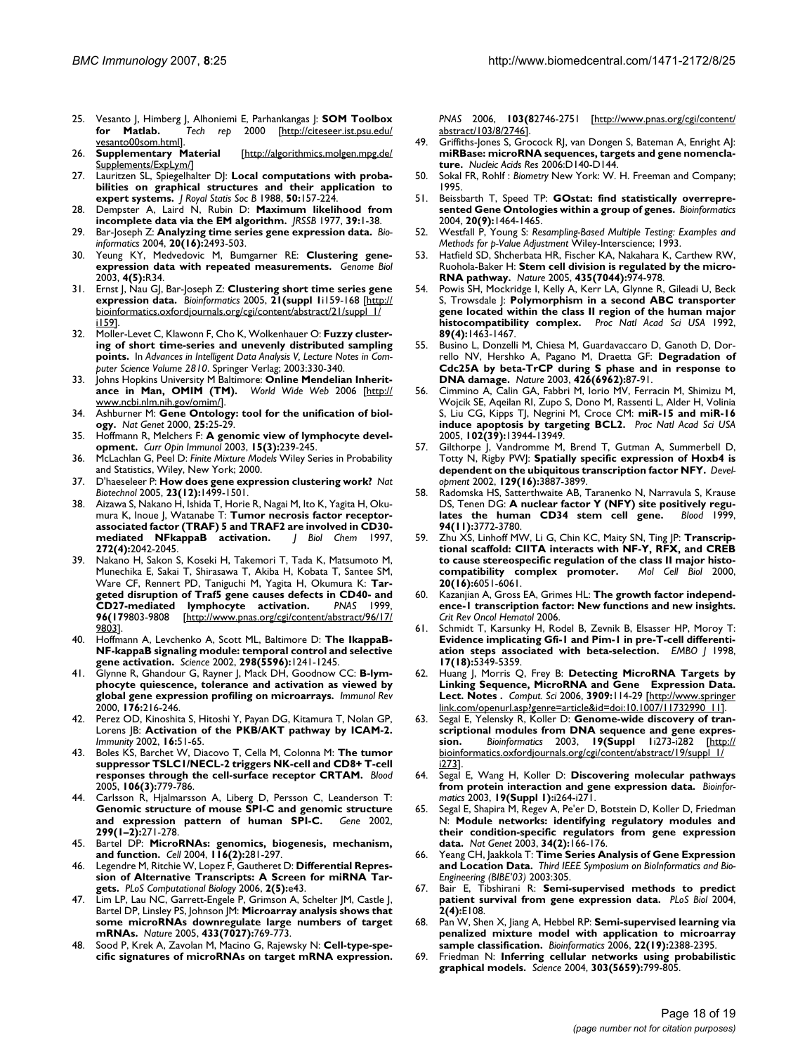25. Vesanto J, Himberg J, Alhoniemi E, Parhankangas J: **SOM Toolbox for Matlab.** *Tech rep* 2000 [http://citeseer.ist.psu.edu/vesanto00som.html].
26. **Supplementary Material** [http://algorithmics.molgen.mpg.de/Supplements/ExpLym/]
27. Lauritzen SL, Spiegelhalter DJ: **Local computations with probabilities on graphical structures and their application to expert systems.** *J Royal Statis Soc B* 1988, **50:**157-224.
28. Dempster A, Laird N, Rubin D: **Maximum likelihood from incomplete data via the EM algorithm.** *JRSSB* 1977, **39:**1-38.
29. Bar-Joseph Z: **Analyzing time series gene expression data.** *Bioinformatics* 2004, **20(16):**2493-503.
30. Yeung KY, Medvedovic M, Bumgarner RE: **Clustering gene-expression data with repeated measurements.** *Genome Biol* 2003, **4(5):**R34.
31. Ernst J, Nau GJ, Bar-Joseph Z: **Clustering short time series gene expression data.** *Bioinformatics* 2005, **21(suppl 1**i159-168 [http://bioinformatics.oxfordjournals.org/cgi/content/abstract/21/suppl_1/i159].
32. Moller-Levet C, Klawonn F, Cho K, Wolkenhauer O: **Fuzzy clustering of short time-series and unevenly distributed sampling points.** In *Advances in Intelligent Data Analysis V, Lecture Notes in Computer Science Volume 2810*. Springer Verlag; 2003:330-340.
33. Johns Hopkins University M Baltimore: **Online Mendelian Inheritance in Man, OMIM (TM).** *World Wide Web* 2006 [http://www.ncbi.nlm.nih.gov/omim/].
34. Ashburner M: **Gene Ontology: tool for the unification of biology.** *Nat Genet* 2000, **25:**25-29.
35. Hoffmann R, Melchers F: **A genomic view of lymphocyte development.** *Curr Opin Immunol* 2003, **15(3):**239-245.
36. McLachlan G, Peel D: *Finite Mixture Models* Wiley Series in Probability and Statistics, Wiley, New York; 2000.
37. D'haeseleer P: **How does gene expression clustering work?** *Nat Biotechnol* 2005, **23(12):**1499-1501.
38. Aizawa S, Nakano H, Ishida T, Horie R, Nagai M, Ito K, Yagita H, Okumura K, Inoue J, Watanabe T: **Tumor necrosis factor receptor-associated factor (TRAF) 5 and TRAF2 are involved in CD30-mediated NFkappaB activation.** *J Biol Chem* 1997, **272(4):**2042-2045.
39. Nakano H, Sakon S, Koseki H, Takemori T, Tada K, Matsumoto M, Munechika E, Sakai T, Shirasawa T, Akiba H, Kobata T, Santee SM, Ware CF, Rennert PD, Taniguchi M, Yagita H, Okumura K: **Targeted disruption of Traf5 gene causes defects in CD40- and CD27-mediated lymphocyte activation.** *PNAS* 1999, **96(17**9803-9808 [http://www.pnas.org/cgi/content/abstract/96/17/9803].
40. Hoffmann A, Levchenko A, Scott ML, Baltimore D: **The IkappaB-NF-kappaB signaling module: temporal control and selective gene activation.** *Science* 2002, **298(5596):**1241-1245.
41. Glynne R, Ghandour G, Rayner J, Mack DH, Goodnow CC: **B-lymphocyte quiescence, tolerance and activation as viewed by global gene expression profiling on microarrays.** *Immunol Rev* 2000, **176:**216-246.
42. Perez OD, Kinoshita S, Hitoshi Y, Payan DG, Kitamura T, Nolan GP, Lorens JB: **Activation of the PKB/AKT pathway by ICAM-2.** *Immunity* 2002, **16:**51-65.
43. Boles KS, Barchet W, Diacovo T, Cella M, Colonna M: **The tumor suppressor TSLC1/NECL-2 triggers NK-cell and CD8+ T-cell responses through the cell-surface receptor CRTAM.** *Blood* 2005, **106(3):**779-786.
44. Carlsson R, Hjalmarsson A, Liberg D, Persson C, Leanderson T: **Genomic structure of mouse SPI-C and genomic structure and expression pattern of human SPI-C.** *Gene* 2002, **299(1–2):**271-278.
45. Bartel DP: **MicroRNAs: genomics, biogenesis, mechanism, and function.** *Cell* 2004, **116(2):**281-297.
46. Legendre M, Ritchie W, Lopez F, Gautheret D: **Differential Repression of Alternative Transcripts: A Screen for miRNA Targets.** *PLoS Computational Biology* 2006, **2(5):**e43.
47. Lim LP, Lau NC, Garrett-Engele P, Grimson A, Schelter JM, Castle J, Bartel DP, Linsley PS, Johnson JM: **Microarray analysis shows that some microRNAs downregulate large numbers of target mRNAs.** *Nature* 2005, **433(7027):**769-773.
48. Sood P, Krek A, Zavolan M, Macino G, Rajewsky N: **Cell-type-specific signatures of microRNAs on target mRNA expression.** *PNAS* 2006, **103(8**2746-2751 [http://www.pnas.org/cgi/content/abstract/103/8/2746].
49. Griffiths-Jones S, Grocock RJ, van Dongen S, Bateman A, Enright AJ: **miRBase: microRNA sequences, targets and gene nomenclature.** *Nucleic Acids Res* 2006:D140-D144.
50. Sokal FR, Rohlf : *Biometry* New York: W. H. Freeman and Company; 1995.
51. Beissbarth T, Speed TP: **GOstat: find statistically overrepresented Gene Ontologies within a group of genes.** *Bioinformatics* 2004, **20(9):**1464-1465.
52. Westfall P, Young S: *Resampling-Based Multiple Testing: Examples and Methods for p-Value Adjustment* Wiley-Interscience; 1993.
53. Hatfield SD, Shcherbata HR, Fischer KA, Nakahara K, Carthew RW, Ruohola-Baker H: **Stem cell division is regulated by the microRNA pathway.** *Nature* 2005, **435(7044):**974-978.
54. Powis SH, Mockridge I, Kelly A, Kerr LA, Glynne R, Gileadi U, Beck S, Trowsdale J: **Polymorphism in a second ABC transporter gene located within the class II region of the human major histocompatibility complex.** *Proc Natl Acad Sci USA* 1992, **89(4):**1463-1467.
55. Busino L, Donzelli M, Chiesa M, Guardavaccaro D, Ganoth D, Dorrello NV, Hershko A, Pagano M, Draetta GF: **Degradation of Cdc25A by beta-TrCP during S phase and in response to DNA damage.** *Nature* 2003, **426(6962):**87-91.
56. Cimmino A, Calin GA, Fabbri M, Iorio MV, Ferracin M, Shimizu M, Wojcik SE, Aqeilan RI, Zupo S, Dono M, Rassenti L, Alder H, Volinia S, Liu CG, Kipps TJ, Negrini M, Croce CM: **miR-15 and miR-16 induce apoptosis by targeting BCL2.** *Proc Natl Acad Sci USA* 2005, **102(39):**13944-13949.
57. Gilthorpe J, Vandromme M, Brend T, Gutman A, Summerbell D, Totty N, Rigby PWJ: **Spatially specific expression of Hoxb4 is dependent on the ubiquitous transcription factor NFY.** *Development* 2002, **129(16):**3887-3899.
58. Radomska HS, Satterthwaite AB, Taranenko N, Narravula S, Krause DS, Tenen DG: **A nuclear factor Y (NFY) site positively regulates the human CD34 stem cell gene.** *Blood* 1999, **94(11):**3772-3780.
59. Zhu XS, Linhoff MW, Li G, Chin KC, Maity SN, Ting JP: **Transcriptional scaffold: CIITA interacts with NF-Y, RFX, and CREB to cause stereospecific regulation of the class II major histocompatibility complex promoter.** *Mol Cell Biol* 2000, **20(16):**6051-6061.
60. Kazanjian A, Gross EA, Grimes HL: **The growth factor independence-1 transcription factor: New functions and new insights.** *Crit Rev Oncol Hematol* 2006.
61. Schmidt T, Karsunky H, Rodel B, Zevnik B, Elsasser HP, Moroy T: **Evidence implicating Gfi-1 and Pim-1 in pre-T-cell differentiation steps associated with beta-selection.** *EMBO J* 1998, **17(18):**5349-5359.
62. Huang J, Morris Q, Frey B: **Detecting MicroRNA Targets by Linking Sequence, MicroRNA and Gene Expression Data. Lect. Notes .** *Comput. Sci* 2006, **3909:**114-29 [http://www.springerlink.com/openurl.asp?genre=article&id=doi:10.1007/11732990_11].
63. Segal E, Yelensky R, Koller D: **Genome-wide discovery of transcriptional modules from DNA sequence and gene expression.** *Bioinformatics* 2003, **19(Suppl 1**i273-i282 [http://bioinformatics.oxfordjournals.org/cgi/content/abstract/19/suppl_1/i273].
64. Segal E, Wang H, Koller D: **Discovering molecular pathways from protein interaction and gene expression data.** *Bioinformatics* 2003, **19(Suppl 1):**i264-i271.
65. Segal E, Shapira M, Regev A, Pe'er D, Botstein D, Koller D, Friedman N: **Module networks: identifying regulatory modules and their condition-specific regulators from gene expression data.** *Nat Genet* 2003, **34(2):**166-176.
66. Yeang CH, Jaakkola T: **Time Series Analysis of Gene Expression and Location Data.** *Third IEEE Symposium on BioInformatics and Bio-Engineering (BIBE'03)* 2003:305.
67. Bair E, Tibshirani R: **Semi-supervised methods to predict patient survival from gene expression data.** *PLoS Biol* 2004, **2(4):**E108.
68. Pan W, Shen X, Jiang A, Hebbel RP: **Semi-supervised learning via penalized mixture model with application to microarray sample classification.** *Bioinformatics* 2006, **22(19):**2388-2395.
69. Friedman N: **Inferring cellular networks using probabilistic graphical models.** *Science* 2004, **303(5659):**799-805.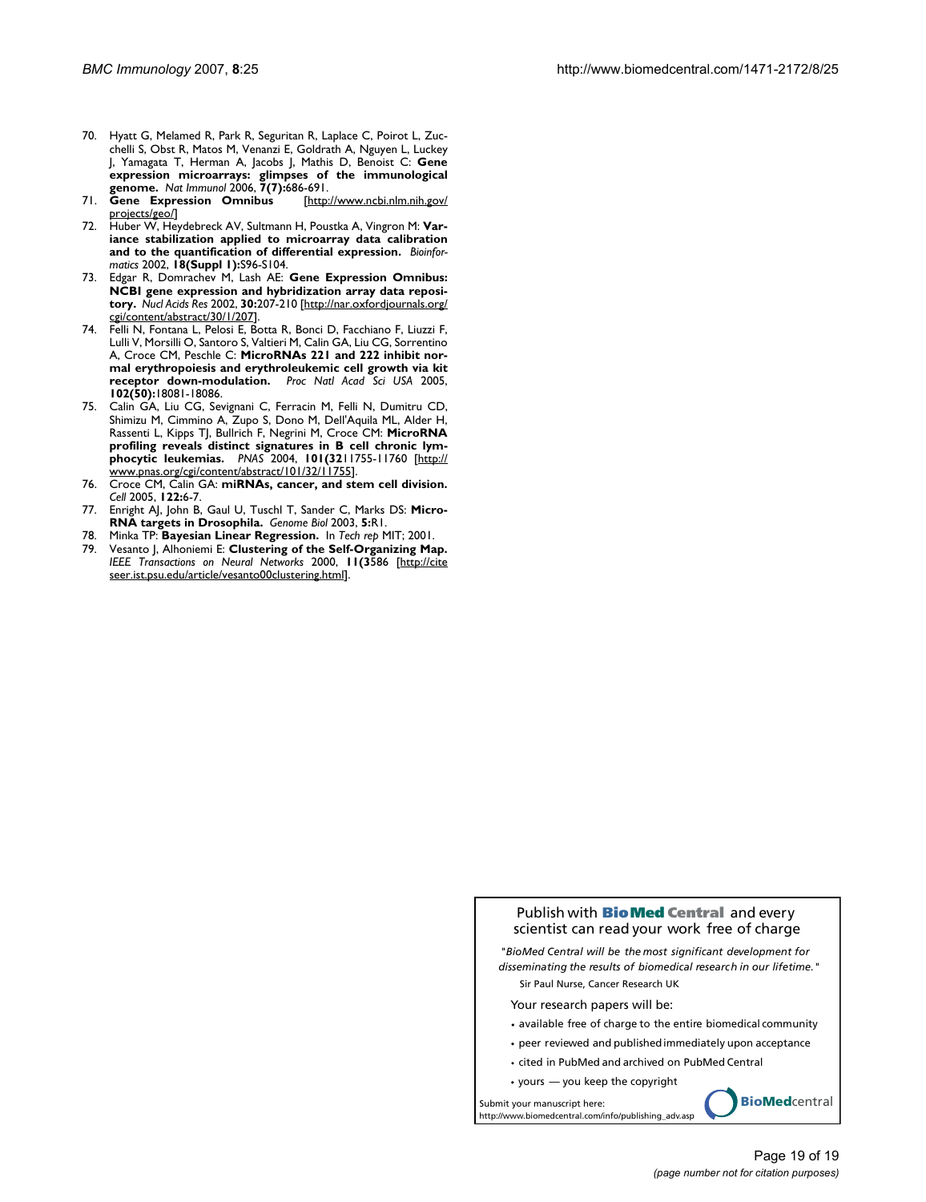70. Hyatt G, Melamed R, Park R, Seguritan R, Laplace C, Poirot L, Zucchelli S, Obst R, Matos M, Venanzi E, Goldrath A, Nguyen L, Luckey J, Yamagata T, Herman A, Jacobs J, Mathis D, Benoist C: **Gene expression microarrays: glimpses of the immunological genome.** *Nat Immunol* 2006, **7(7):**686-691.
71. **Gene Expression Omnibus** [http://www.ncbi.nlm.nih.gov/projects/geo/]
72. Huber W, Heydebreck AV, Sultmann H, Poustka A, Vingron M: **Variance stabilization applied to microarray data calibration and to the quantification of differential expression.** *Bioinformatics* 2002, **18(Suppl 1):**S96-S104.
73. Edgar R, Domrachev M, Lash AE: **Gene Expression Omnibus: NCBI gene expression and hybridization array data repository.** *Nucl Acids Res* 2002, **30:**207-210 [http://nar.oxfordjournals.org/cgi/content/abstract/30/1/207].
74. Felli N, Fontana L, Pelosi E, Botta R, Bonci D, Facchiano F, Liuzzi F, Lulli V, Morsilli O, Santoro S, Valtieri M, Calin GA, Liu CG, Sorrentino A, Croce CM, Peschle C: **MicroRNAs 221 and 222 inhibit normal erythropoiesis and erythroleukemic cell growth via kit receptor down-modulation.** *Proc Natl Acad Sci USA* 2005, **102(50):**18081-18086.
75. Calin GA, Liu CG, Sevignani C, Ferracin M, Felli N, Dumitru CD, Shimizu M, Cimmino A, Zupo S, Dono M, Dell'Aquila ML, Alder H, Rassenti L, Kipps TJ, Bullrich F, Negrini M, Croce CM: **MicroRNA profiling reveals distinct signatures in B cell chronic lymphocytic leukemias.** *PNAS* 2004, **101(32**11755-11760 [http://www.pnas.org/cgi/content/abstract/101/32/11755].
76. Croce CM, Calin GA: **miRNAs, cancer, and stem cell division.** *Cell* 2005, **122:**6-7.
77. Enright AJ, John B, Gaul U, Tuschl T, Sander C, Marks DS: **MicroRNA targets in Drosophila.** *Genome Biol* 2003, **5:**R1.
78. Minka TP: **Bayesian Linear Regression.** In *Tech rep* MIT; 2001.
79. Vesanto J, Alhoniemi E: **Clustering of the Self-Organizing Map.** *IEEE Transactions on Neural Networks* 2000, **11(3**586 [http://citeseer.ist.psu.edu/article/vesanto00clustering.html].

Publish with **BioMed Central** and every scientist can read your work free of charge

*"BioMed Central will be the most significant development for disseminating the results of biomedical research in our lifetime."*
Sir Paul Nurse, Cancer Research UK

Your research papers will be:

- available free of charge to the entire biomedical community
- peer reviewed and published immediately upon acceptance
- cited in PubMed and archived on PubMed Central
- yours — you keep the copyright

Submit your manuscript here:
http://www.biomedcentral.com/info/publishing_adv.asp

BioMedcentral